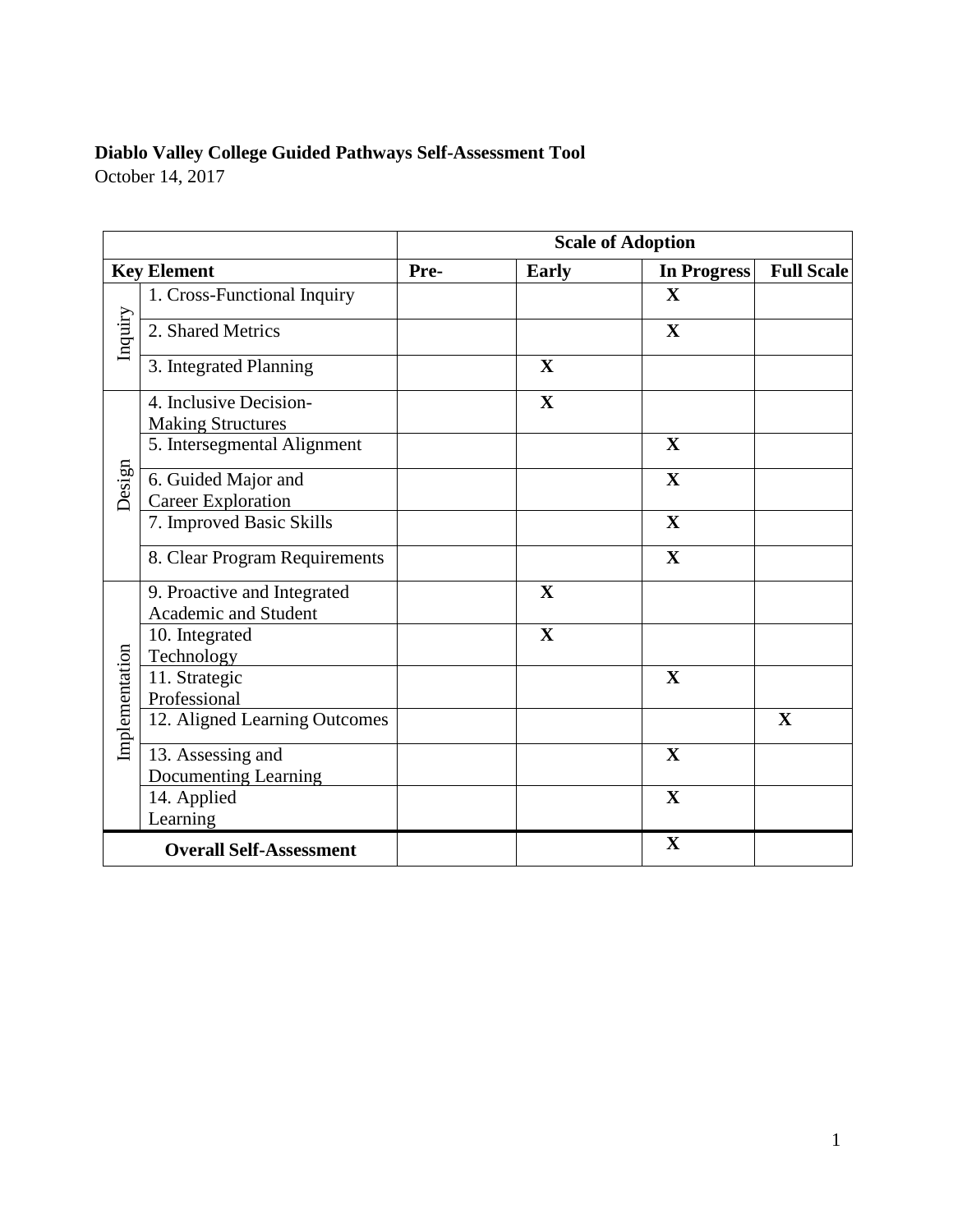**Diablo Valley College Guided Pathways Self-Assessment Tool**
October 14, 2017

| | | Scale of Adoption | | | |
|---|---|---|---|---|---|
| **Key Element** | | **Pre-** | **Early** | **In Progress** | **Full Scale** |
| Inquiry | 1. Cross-Functional Inquiry | | | **X** | |
| | 2. Shared Metrics | | | **X** | |
| | 3. Integrated Planning | | **X** | | |
| Design | 4. Inclusive Decision-Making Structures | | **X** | | |
| | 5. Intersegmental Alignment | | | **X** | |
| | 6. Guided Major and Career Exploration | | | **X** | |
| | 7. Improved Basic Skills | | | **X** | |
| | 8. Clear Program Requirements | | | **X** | |
| Implementation | 9. Proactive and Integrated Academic and Student | | **X** | | |
| | 10. Integrated Technology | | **X** | | |
| | 11. Strategic Professional | | | **X** | |
| | 12. Aligned Learning Outcomes | | | | **X** |
| | 13. Assessing and Documenting Learning | | | **X** | |
| | 14. Applied Learning | | | **X** | |
| **Overall Self-Assessment** | | | | **X** | |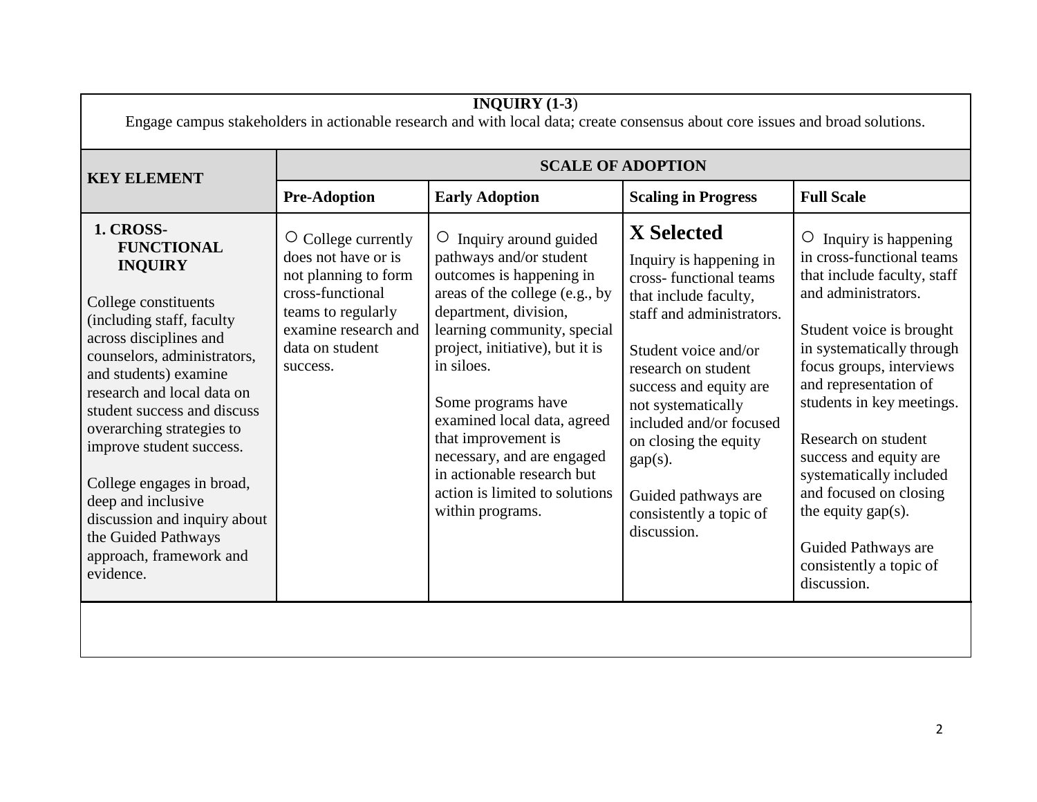| INQUIRY (1-3) | | | | |
|---|---|---|---|---|
| Engage campus stakeholders in actionable research and with local data; create consensus about core issues and broad solutions. | | | | |
| **KEY ELEMENT** | **SCALE OF ADOPTION** | | | |
| | **Pre-Adoption** | **Early Adoption** | **Scaling in Progress** | **Full Scale** |
| **1. CROSS-FUNCTIONAL INQUIRY**<br><br>College constituents (including staff, faculty across disciplines and counselors, administrators, and students) examine research and local data on student success and discuss overarching strategies to improve student success.<br><br>College engages in broad, deep and inclusive discussion and inquiry about the Guided Pathways approach, framework and evidence. | ○ College currently does not have or is not planning to form cross-functional teams to regularly examine research and data on student success. | ○ Inquiry around guided pathways and/or student outcomes is happening in areas of the college (e.g., by department, division, learning community, special project, initiative), but it is in siloes.<br><br>Some programs have examined local data, agreed that improvement is necessary, and are engaged in actionable research but action is limited to solutions within programs. | **X Selected**<br><br>Inquiry is happening in cross- functional teams that include faculty, staff and administrators.<br><br>Student voice and/or research on student success and equity are not systematically included and/or focused on closing the equity gap(s).<br><br>Guided pathways are consistently a topic of discussion. | ○ Inquiry is happening in cross-functional teams that include faculty, staff and administrators.<br><br>Student voice is brought in systematically through focus groups, interviews and representation of students in key meetings.<br><br>Research on student success and equity are systematically included and focused on closing the equity gap(s).<br><br>Guided Pathways are consistently a topic of discussion. |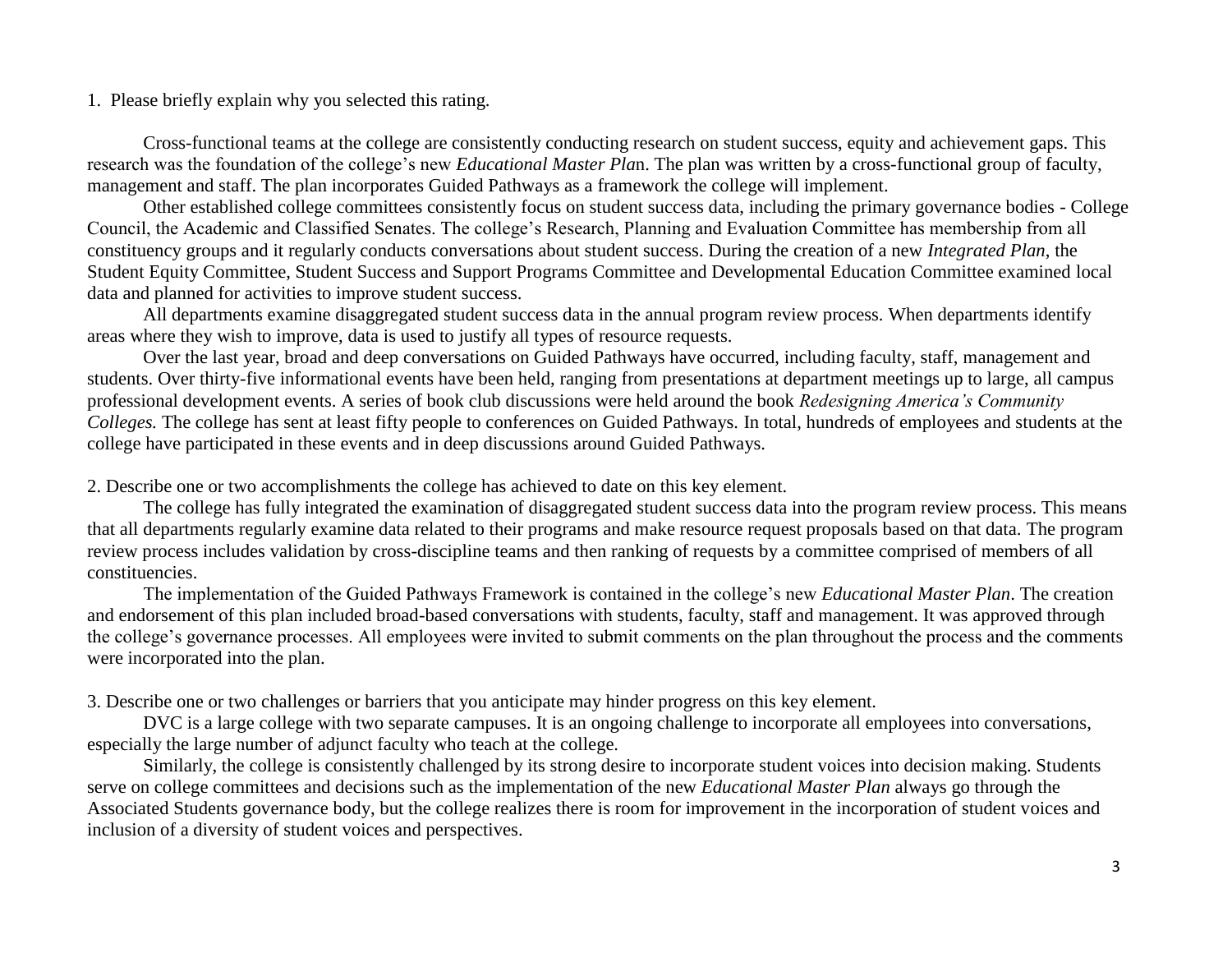1. Please briefly explain why you selected this rating.

Cross-functional teams at the college are consistently conducting research on student success, equity and achievement gaps. This research was the foundation of the college's new *Educational Master Plan*. The plan was written by a cross-functional group of faculty, management and staff. The plan incorporates Guided Pathways as a framework the college will implement.

Other established college committees consistently focus on student success data, including the primary governance bodies - College Council, the Academic and Classified Senates. The college's Research, Planning and Evaluation Committee has membership from all constituency groups and it regularly conducts conversations about student success. During the creation of a new *Integrated Plan*, the Student Equity Committee, Student Success and Support Programs Committee and Developmental Education Committee examined local data and planned for activities to improve student success.

All departments examine disaggregated student success data in the annual program review process. When departments identify areas where they wish to improve, data is used to justify all types of resource requests.

Over the last year, broad and deep conversations on Guided Pathways have occurred, including faculty, staff, management and students. Over thirty-five informational events have been held, ranging from presentations at department meetings up to large, all campus professional development events. A series of book club discussions were held around the book *Redesigning America's Community Colleges.* The college has sent at least fifty people to conferences on Guided Pathways. In total, hundreds of employees and students at the college have participated in these events and in deep discussions around Guided Pathways.

2. Describe one or two accomplishments the college has achieved to date on this key element.

The college has fully integrated the examination of disaggregated student success data into the program review process. This means that all departments regularly examine data related to their programs and make resource request proposals based on that data. The program review process includes validation by cross-discipline teams and then ranking of requests by a committee comprised of members of all constituencies.

The implementation of the Guided Pathways Framework is contained in the college's new *Educational Master Plan*. The creation and endorsement of this plan included broad-based conversations with students, faculty, staff and management. It was approved through the college's governance processes. All employees were invited to submit comments on the plan throughout the process and the comments were incorporated into the plan.

3. Describe one or two challenges or barriers that you anticipate may hinder progress on this key element.

DVC is a large college with two separate campuses. It is an ongoing challenge to incorporate all employees into conversations, especially the large number of adjunct faculty who teach at the college.

Similarly, the college is consistently challenged by its strong desire to incorporate student voices into decision making. Students serve on college committees and decisions such as the implementation of the new *Educational Master Plan* always go through the Associated Students governance body, but the college realizes there is room for improvement in the incorporation of student voices and inclusion of a diversity of student voices and perspectives.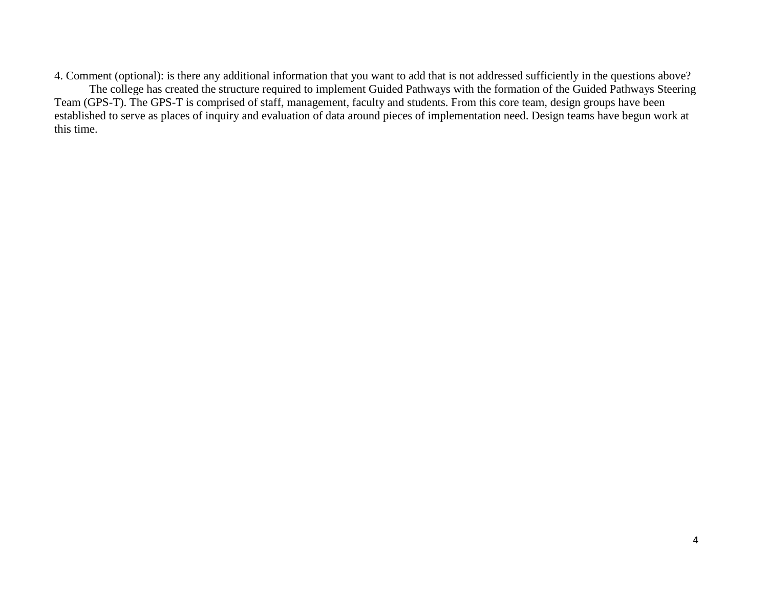4. Comment (optional): is there any additional information that you want to add that is not addressed sufficiently in the questions above?

The college has created the structure required to implement Guided Pathways with the formation of the Guided Pathways Steering Team (GPS-T). The GPS-T is comprised of staff, management, faculty and students. From this core team, design groups have been established to serve as places of inquiry and evaluation of data around pieces of implementation need. Design teams have begun work at this time.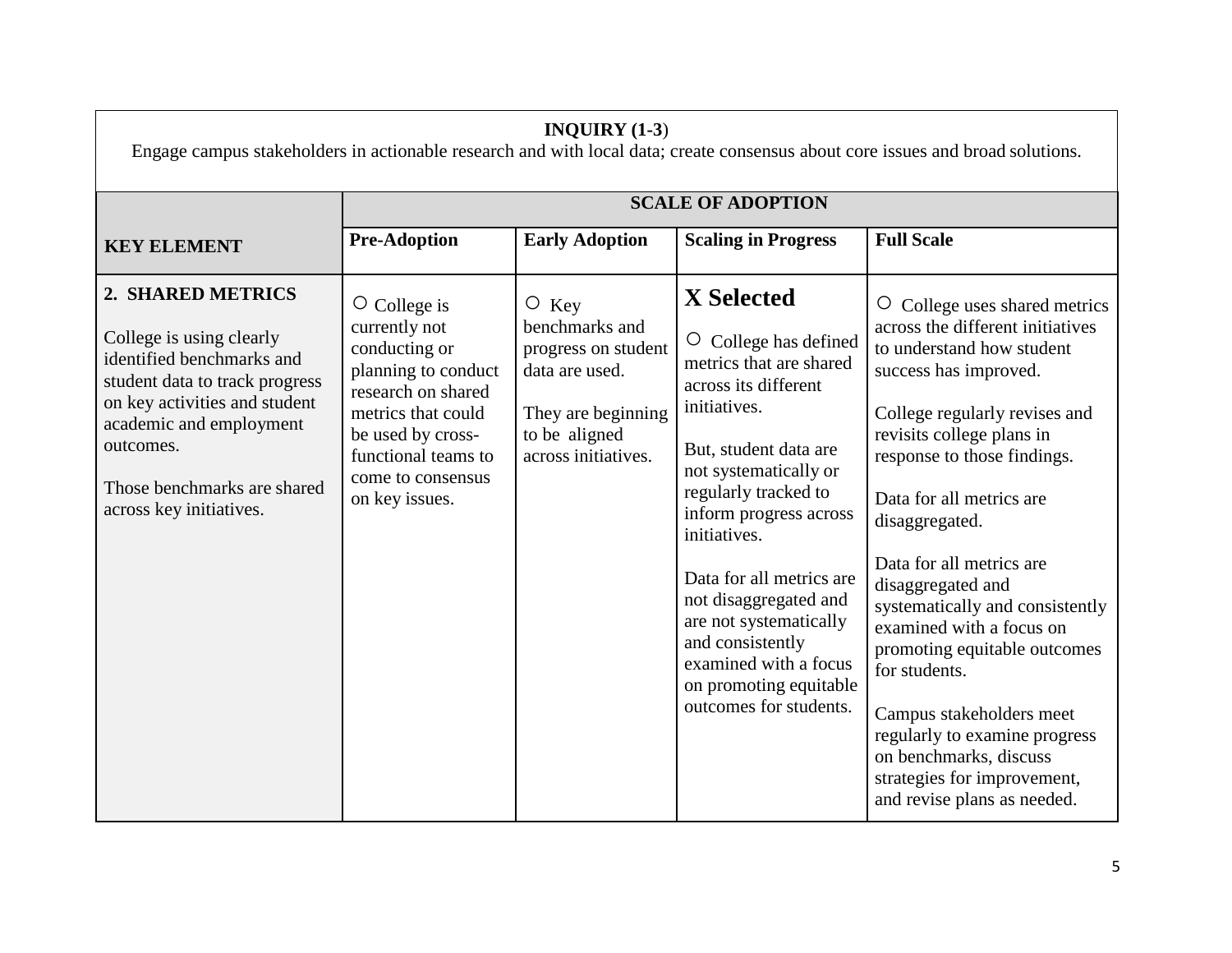**INQUIRY (1-3)**

Engage campus stakeholders in actionable research and with local data; create consensus about core issues and broad solutions.

| KEY ELEMENT | SCALE OF ADOPTION | | | |
|---|---|---|---|---|
| | **Pre-Adoption** | **Early Adoption** | **Scaling in Progress** | **Full Scale** |
| **2. SHARED METRICS**<br><br>College is using clearly identified benchmarks and student data to track progress on key activities and student academic and employment outcomes.<br><br>Those benchmarks are shared across key initiatives. | ○ College is currently not conducting or planning to conduct research on shared metrics that could be used by cross-functional teams to come to consensus on key issues. | ○ Key benchmarks and progress on student data are used.<br><br>They are beginning to be aligned across initiatives. | **X Selected**<br><br>○ College has defined metrics that are shared across its different initiatives.<br><br>But, student data are not systematically or regularly tracked to inform progress across initiatives.<br><br>Data for all metrics are not disaggregated and are not systematically and consistently examined with a focus on promoting equitable outcomes for students. | ○ College uses shared metrics across the different initiatives to understand how student success has improved.<br><br>College regularly revises and revisits college plans in response to those findings.<br><br>Data for all metrics are disaggregated.<br><br>Data for all metrics are disaggregated and systematically and consistently examined with a focus on promoting equitable outcomes for students.<br><br>Campus stakeholders meet regularly to examine progress on benchmarks, discuss strategies for improvement, and revise plans as needed. |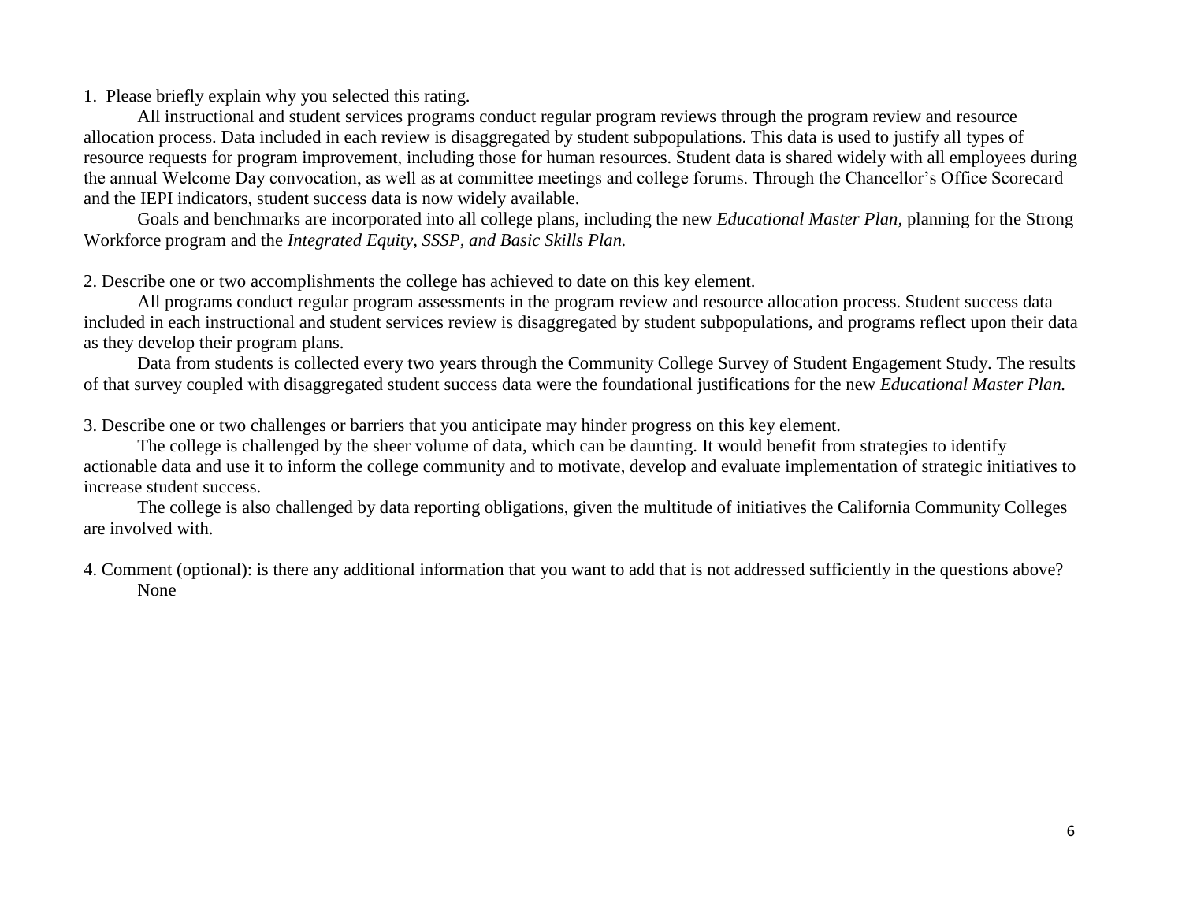1. Please briefly explain why you selected this rating.

All instructional and student services programs conduct regular program reviews through the program review and resource allocation process. Data included in each review is disaggregated by student subpopulations. This data is used to justify all types of resource requests for program improvement, including those for human resources. Student data is shared widely with all employees during the annual Welcome Day convocation, as well as at committee meetings and college forums. Through the Chancellor's Office Scorecard and the IEPI indicators, student success data is now widely available.

Goals and benchmarks are incorporated into all college plans, including the new *Educational Master Plan,* planning for the Strong Workforce program and the *Integrated Equity, SSSP, and Basic Skills Plan.*

2. Describe one or two accomplishments the college has achieved to date on this key element.

All programs conduct regular program assessments in the program review and resource allocation process. Student success data included in each instructional and student services review is disaggregated by student subpopulations, and programs reflect upon their data as they develop their program plans.

Data from students is collected every two years through the Community College Survey of Student Engagement Study. The results of that survey coupled with disaggregated student success data were the foundational justifications for the new *Educational Master Plan.*

3. Describe one or two challenges or barriers that you anticipate may hinder progress on this key element.

The college is challenged by the sheer volume of data, which can be daunting. It would benefit from strategies to identify actionable data and use it to inform the college community and to motivate, develop and evaluate implementation of strategic initiatives to increase student success.

The college is also challenged by data reporting obligations, given the multitude of initiatives the California Community Colleges are involved with.

4. Comment (optional): is there any additional information that you want to add that is not addressed sufficiently in the questions above?

None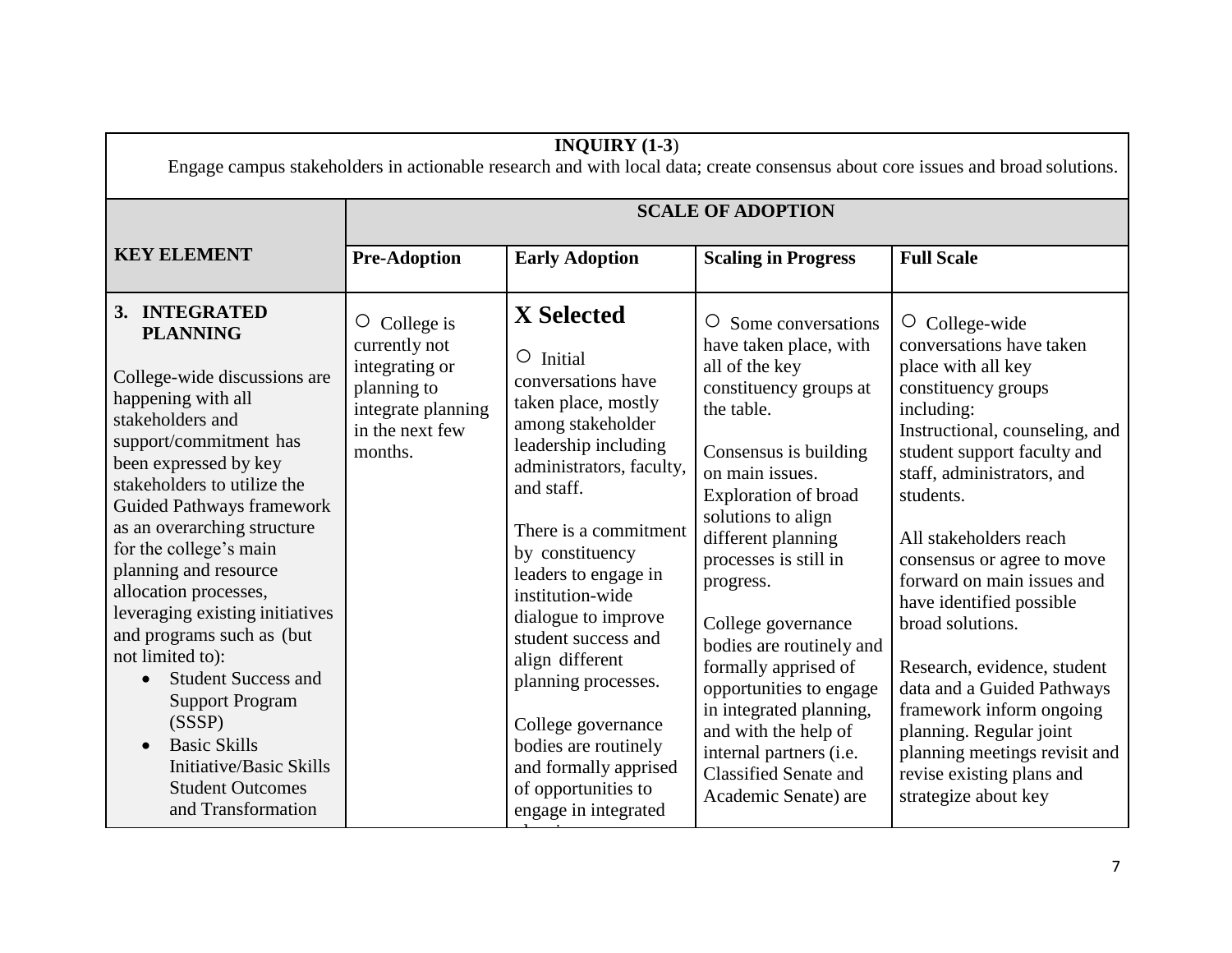| INQUIRY (1-3)<br>Engage campus stakeholders in actionable research and with local data; create consensus about core issues and broad solutions. | | | | |
|---|---|---|---|---|
| **KEY ELEMENT** | **SCALE OF ADOPTION** | | | |
| | **Pre-Adoption** | **Early Adoption** | **Scaling in Progress** | **Full Scale** |
| **3. INTEGRATED PLANNING**<br><br>College-wide discussions are happening with all stakeholders and support/commitment has been expressed by key stakeholders to utilize the Guided Pathways framework as an overarching structure for the college's main planning and resource allocation processes, leveraging existing initiatives and programs such as (but not limited to):<br>• Student Success and Support Program (SSSP)<br>• Basic Skills Initiative/Basic Skills Student Outcomes and Transformation | ○ College is currently not integrating or planning to integrate planning in the next few months. | **X Selected**<br><br>○ Initial conversations have taken place, mostly among stakeholder leadership including administrators, faculty, and staff.<br><br>There is a commitment by constituency leaders to engage in institution-wide dialogue to improve student success and align different planning processes.<br><br>College governance bodies are routinely and formally apprised of opportunities to engage in integrated | ○ Some conversations have taken place, with all of the key constituency groups at the table.<br><br>Consensus is building on main issues. Exploration of broad solutions to align different planning processes is still in progress.<br><br>College governance bodies are routinely and formally apprised of opportunities to engage in integrated planning, and with the help of internal partners (i.e. Classified Senate and Academic Senate) are | ○ College-wide conversations have taken place with all key constituency groups including: Instructional, counseling, and student support faculty and staff, administrators, and students.<br><br>All stakeholders reach consensus or agree to move forward on main issues and have identified possible broad solutions.<br><br>Research, evidence, student data and a Guided Pathways framework inform ongoing planning. Regular joint planning meetings revisit and revise existing plans and strategize about key |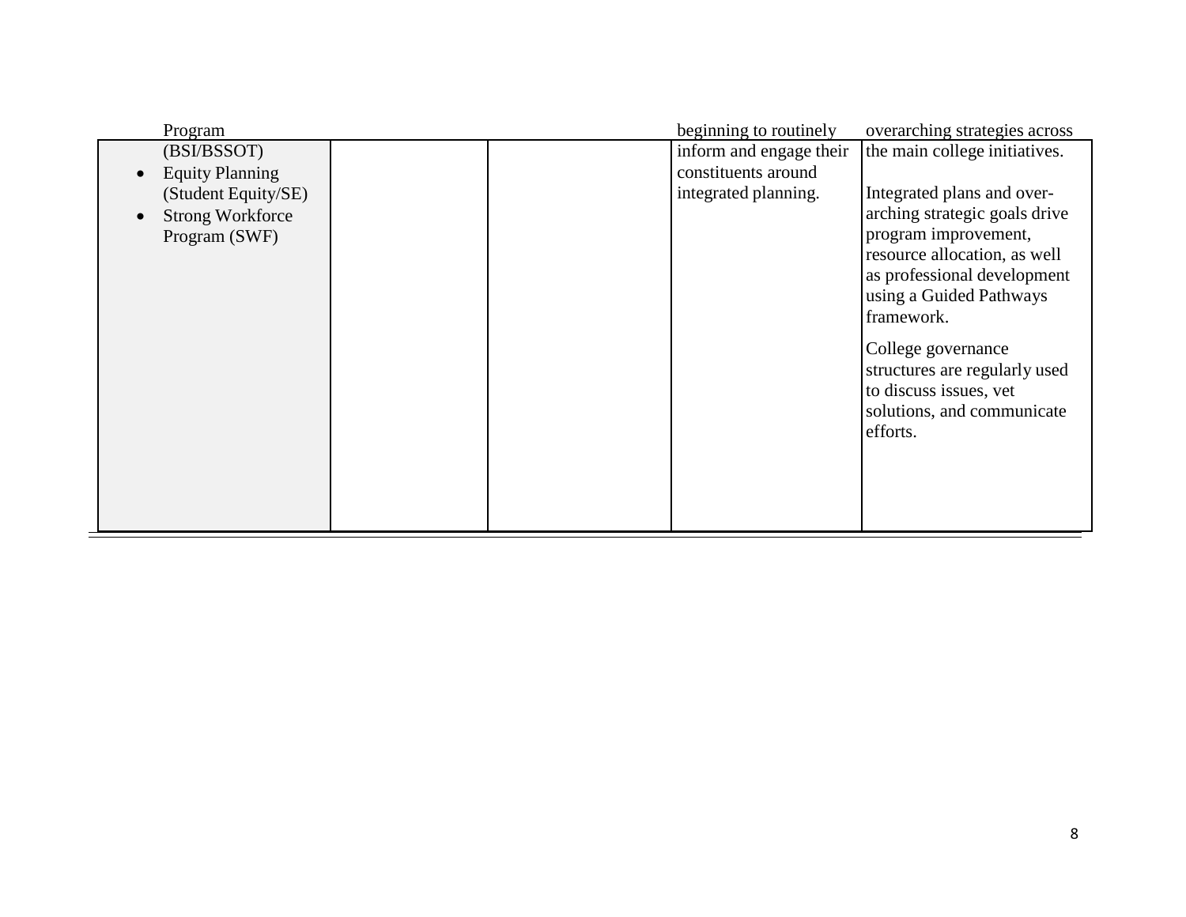| | | | | |
|---|---|---|---|---|
| Program (BSI/BSSOT)<br>• Equity Planning (Student Equity/SE)<br>• Strong Workforce Program (SWF) | | | beginning to routinely inform and engage their constituents around integrated planning. | overarching strategies across the main college initiatives.<br><br>Integrated plans and over-arching strategic goals drive program improvement, resource allocation, as well as professional development using a Guided Pathways framework.<br><br>College governance structures are regularly used to discuss issues, vet solutions, and communicate efforts. |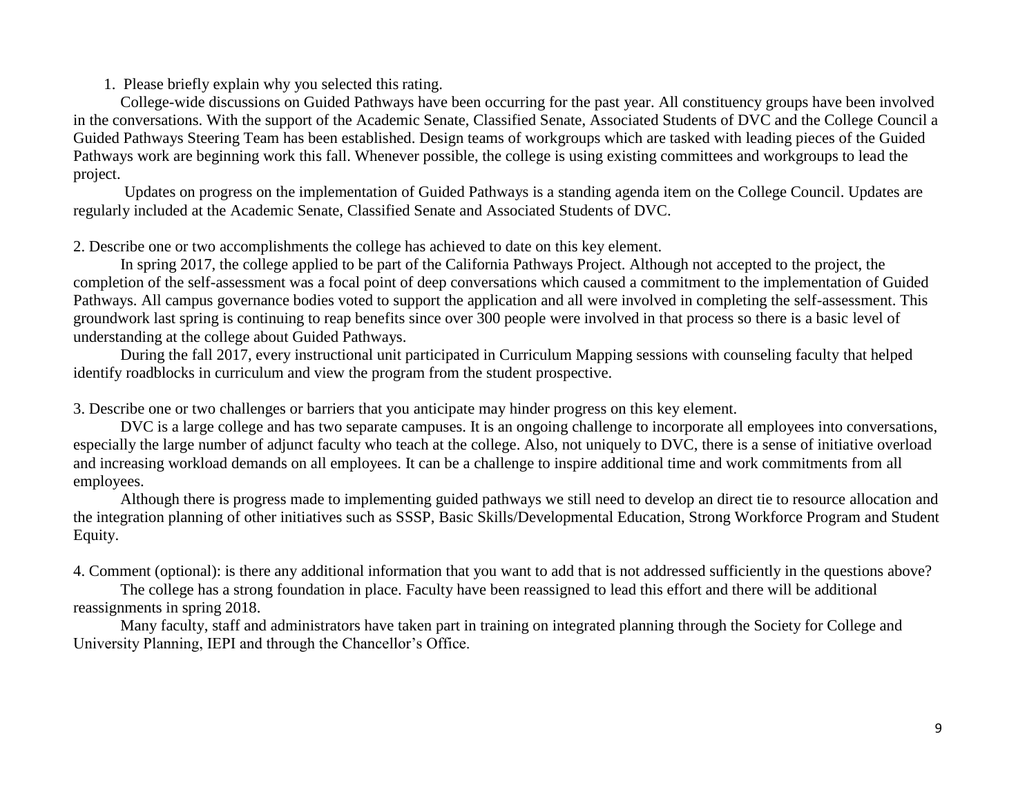1. Please briefly explain why you selected this rating.

College-wide discussions on Guided Pathways have been occurring for the past year. All constituency groups have been involved in the conversations. With the support of the Academic Senate, Classified Senate, Associated Students of DVC and the College Council a Guided Pathways Steering Team has been established. Design teams of workgroups which are tasked with leading pieces of the Guided Pathways work are beginning work this fall. Whenever possible, the college is using existing committees and workgroups to lead the project.

Updates on progress on the implementation of Guided Pathways is a standing agenda item on the College Council. Updates are regularly included at the Academic Senate, Classified Senate and Associated Students of DVC.

2. Describe one or two accomplishments the college has achieved to date on this key element.

In spring 2017, the college applied to be part of the California Pathways Project. Although not accepted to the project, the completion of the self-assessment was a focal point of deep conversations which caused a commitment to the implementation of Guided Pathways. All campus governance bodies voted to support the application and all were involved in completing the self-assessment. This groundwork last spring is continuing to reap benefits since over 300 people were involved in that process so there is a basic level of understanding at the college about Guided Pathways.

During the fall 2017, every instructional unit participated in Curriculum Mapping sessions with counseling faculty that helped identify roadblocks in curriculum and view the program from the student prospective.

3. Describe one or two challenges or barriers that you anticipate may hinder progress on this key element.

DVC is a large college and has two separate campuses. It is an ongoing challenge to incorporate all employees into conversations, especially the large number of adjunct faculty who teach at the college. Also, not uniquely to DVC, there is a sense of initiative overload and increasing workload demands on all employees. It can be a challenge to inspire additional time and work commitments from all employees.

Although there is progress made to implementing guided pathways we still need to develop an direct tie to resource allocation and the integration planning of other initiatives such as SSSP, Basic Skills/Developmental Education, Strong Workforce Program and Student Equity.

4. Comment (optional): is there any additional information that you want to add that is not addressed sufficiently in the questions above?

The college has a strong foundation in place. Faculty have been reassigned to lead this effort and there will be additional reassignments in spring 2018.

Many faculty, staff and administrators have taken part in training on integrated planning through the Society for College and University Planning, IEPI and through the Chancellor's Office.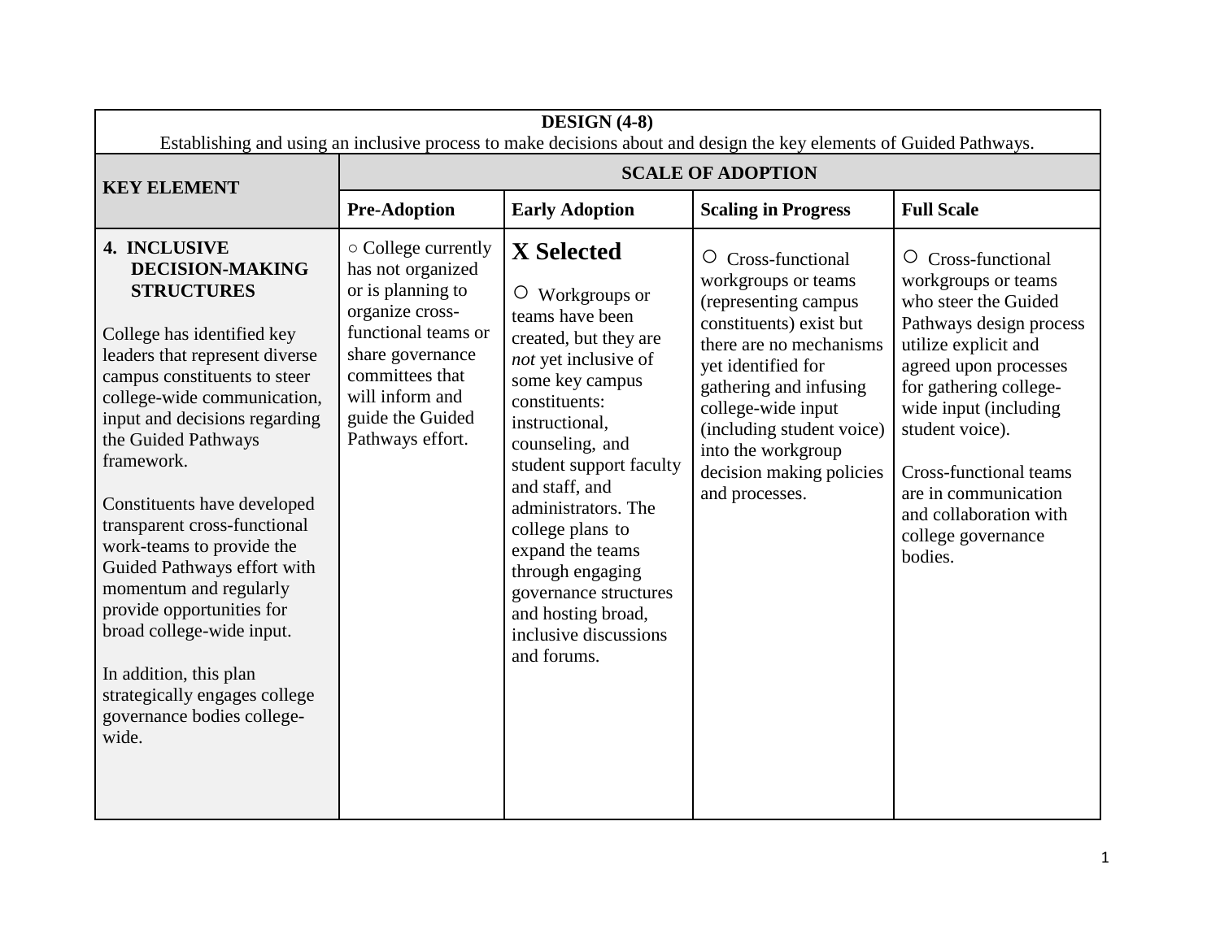| DESIGN (4-8)<br>Establishing and using an inclusive process to make decisions about and design the key elements of Guided Pathways. | | | | |
|---|---|---|---|---|
| **KEY ELEMENT** | **SCALE OF ADOPTION** | | | |
| | **Pre-Adoption** | **Early Adoption** | **Scaling in Progress** | **Full Scale** |
| **4. INCLUSIVE DECISION-MAKING STRUCTURES**<br><br>College has identified key leaders that represent diverse campus constituents to steer college-wide communication, input and decisions regarding the Guided Pathways framework.<br><br>Constituents have developed transparent cross-functional work-teams to provide the Guided Pathways effort with momentum and regularly provide opportunities for broad college-wide input.<br><br>In addition, this plan strategically engages college governance bodies college-wide. | ○ College currently has not organized or is planning to organize cross-functional teams or share governance committees that will inform and guide the Guided Pathways effort. | **X Selected**<br><br>○ Workgroups or teams have been created, but they are *not* yet inclusive of some key campus constituents: instructional, counseling, and student support faculty and staff, and administrators. The college plans to expand the teams through engaging governance structures and hosting broad, inclusive discussions and forums. | ○ Cross-functional workgroups or teams (representing campus constituents) exist but there are no mechanisms yet identified for gathering and infusing college-wide input (including student voice) into the workgroup decision making policies and processes. | ○ Cross-functional workgroups or teams who steer the Guided Pathways design process utilize explicit and agreed upon processes for gathering college-wide input (including student voice).<br><br>Cross-functional teams are in communication and collaboration with college governance bodies. |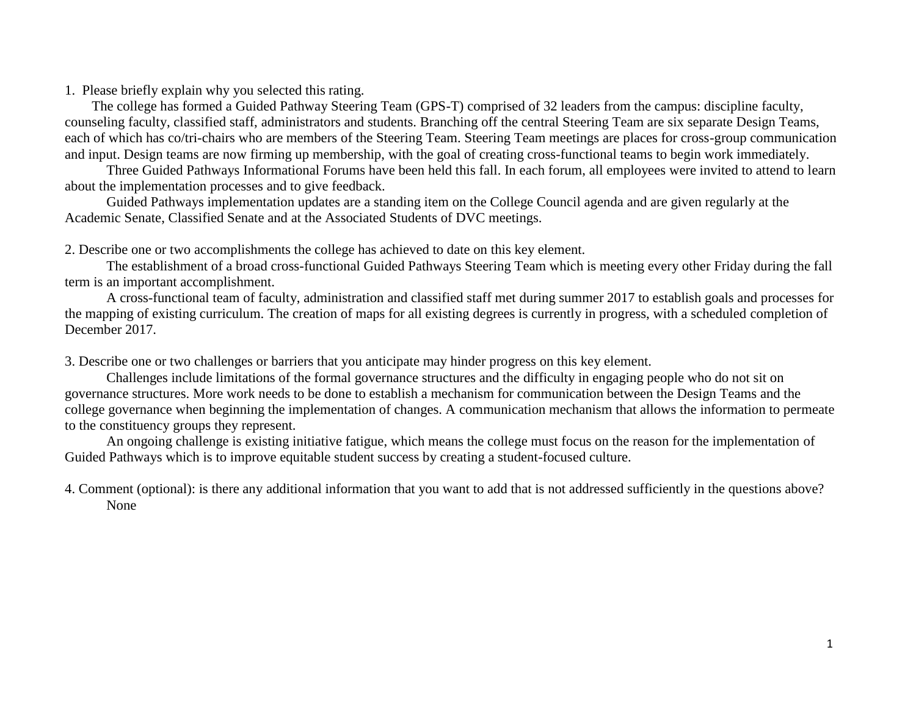1. Please briefly explain why you selected this rating.

The college has formed a Guided Pathway Steering Team (GPS-T) comprised of 32 leaders from the campus: discipline faculty, counseling faculty, classified staff, administrators and students. Branching off the central Steering Team are six separate Design Teams, each of which has co/tri-chairs who are members of the Steering Team. Steering Team meetings are places for cross-group communication and input. Design teams are now firming up membership, with the goal of creating cross-functional teams to begin work immediately.

Three Guided Pathways Informational Forums have been held this fall. In each forum, all employees were invited to attend to learn about the implementation processes and to give feedback.

Guided Pathways implementation updates are a standing item on the College Council agenda and are given regularly at the Academic Senate, Classified Senate and at the Associated Students of DVC meetings.

2. Describe one or two accomplishments the college has achieved to date on this key element.

The establishment of a broad cross-functional Guided Pathways Steering Team which is meeting every other Friday during the fall term is an important accomplishment.

A cross-functional team of faculty, administration and classified staff met during summer 2017 to establish goals and processes for the mapping of existing curriculum. The creation of maps for all existing degrees is currently in progress, with a scheduled completion of December 2017.

3. Describe one or two challenges or barriers that you anticipate may hinder progress on this key element.

Challenges include limitations of the formal governance structures and the difficulty in engaging people who do not sit on governance structures. More work needs to be done to establish a mechanism for communication between the Design Teams and the college governance when beginning the implementation of changes. A communication mechanism that allows the information to permeate to the constituency groups they represent.

An ongoing challenge is existing initiative fatigue, which means the college must focus on the reason for the implementation of Guided Pathways which is to improve equitable student success by creating a student-focused culture.

4. Comment (optional): is there any additional information that you want to add that is not addressed sufficiently in the questions above?

None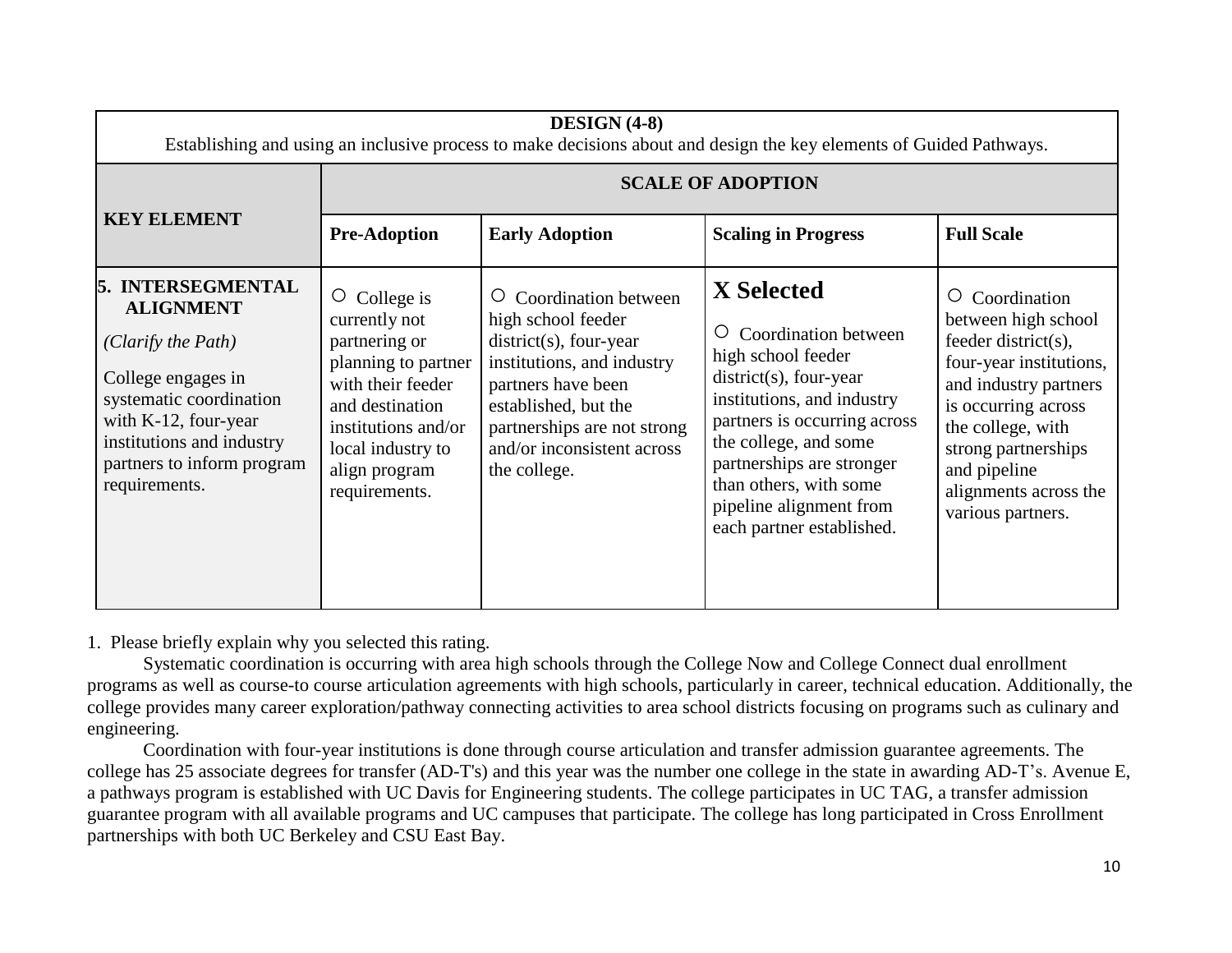| DESIGN (4-8)<br>Establishing and using an inclusive process to make decisions about and design the key elements of Guided Pathways. | | | | |
|---|---|---|---|---|
| **KEY ELEMENT** | **SCALE OF ADOPTION** | | | |
| | **Pre-Adoption** | **Early Adoption** | **Scaling in Progress** | **Full Scale** |
| **5. INTERSEGMENTAL ALIGNMENT**<br><br>*(Clarify the Path)*<br><br>College engages in systematic coordination with K-12, four-year institutions and industry partners to inform program requirements. | ○ College is currently not partnering or planning to partner with their feeder and destination institutions and/or local industry to align program requirements. | ○ Coordination between high school feeder district(s), four-year institutions, and industry partners have been established, but the partnerships are not strong and/or inconsistent across the college. | **X Selected**<br><br>○ Coordination between high school feeder district(s), four-year institutions, and industry partners is occurring across the college, and some partnerships are stronger than others, with some pipeline alignment from each partner established. | ○ Coordination between high school feeder district(s), four-year institutions, and industry partners is occurring across the college, with strong partnerships and pipeline alignments across the various partners. |

1. Please briefly explain why you selected this rating.

Systematic coordination is occurring with area high schools through the College Now and College Connect dual enrollment programs as well as course-to course articulation agreements with high schools, particularly in career, technical education. Additionally, the college provides many career exploration/pathway connecting activities to area school districts focusing on programs such as culinary and engineering.

Coordination with four-year institutions is done through course articulation and transfer admission guarantee agreements. The college has 25 associate degrees for transfer (AD-T's) and this year was the number one college in the state in awarding AD-T's. Avenue E, a pathways program is established with UC Davis for Engineering students. The college participates in UC TAG, a transfer admission guarantee program with all available programs and UC campuses that participate. The college has long participated in Cross Enrollment partnerships with both UC Berkeley and CSU East Bay.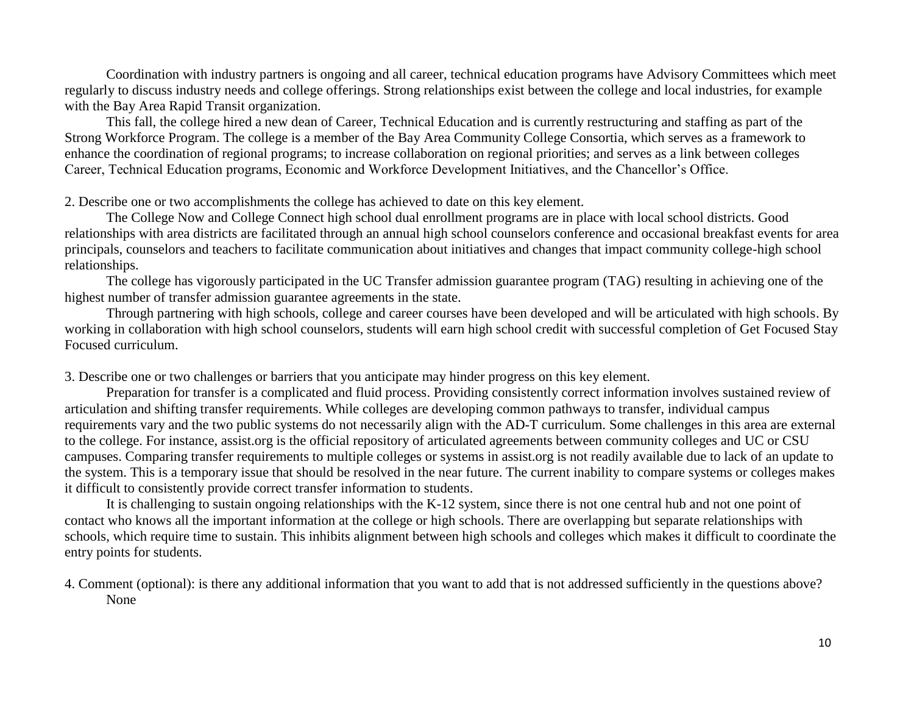Coordination with industry partners is ongoing and all career, technical education programs have Advisory Committees which meet regularly to discuss industry needs and college offerings. Strong relationships exist between the college and local industries, for example with the Bay Area Rapid Transit organization.

This fall, the college hired a new dean of Career, Technical Education and is currently restructuring and staffing as part of the Strong Workforce Program. The college is a member of the Bay Area Community College Consortia, which serves as a framework to enhance the coordination of regional programs; to increase collaboration on regional priorities; and serves as a link between colleges Career, Technical Education programs, Economic and Workforce Development Initiatives, and the Chancellor's Office.

2. Describe one or two accomplishments the college has achieved to date on this key element.

The College Now and College Connect high school dual enrollment programs are in place with local school districts. Good relationships with area districts are facilitated through an annual high school counselors conference and occasional breakfast events for area principals, counselors and teachers to facilitate communication about initiatives and changes that impact community college-high school relationships.

The college has vigorously participated in the UC Transfer admission guarantee program (TAG) resulting in achieving one of the highest number of transfer admission guarantee agreements in the state.

Through partnering with high schools, college and career courses have been developed and will be articulated with high schools. By working in collaboration with high school counselors, students will earn high school credit with successful completion of Get Focused Stay Focused curriculum.

3. Describe one or two challenges or barriers that you anticipate may hinder progress on this key element.

Preparation for transfer is a complicated and fluid process. Providing consistently correct information involves sustained review of articulation and shifting transfer requirements. While colleges are developing common pathways to transfer, individual campus requirements vary and the two public systems do not necessarily align with the AD-T curriculum. Some challenges in this area are external to the college. For instance, assist.org is the official repository of articulated agreements between community colleges and UC or CSU campuses. Comparing transfer requirements to multiple colleges or systems in assist.org is not readily available due to lack of an update to the system. This is a temporary issue that should be resolved in the near future. The current inability to compare systems or colleges makes it difficult to consistently provide correct transfer information to students.

It is challenging to sustain ongoing relationships with the K-12 system, since there is not one central hub and not one point of contact who knows all the important information at the college or high schools. There are overlapping but separate relationships with schools, which require time to sustain. This inhibits alignment between high schools and colleges which makes it difficult to coordinate the entry points for students.

4. Comment (optional): is there any additional information that you want to add that is not addressed sufficiently in the questions above?

None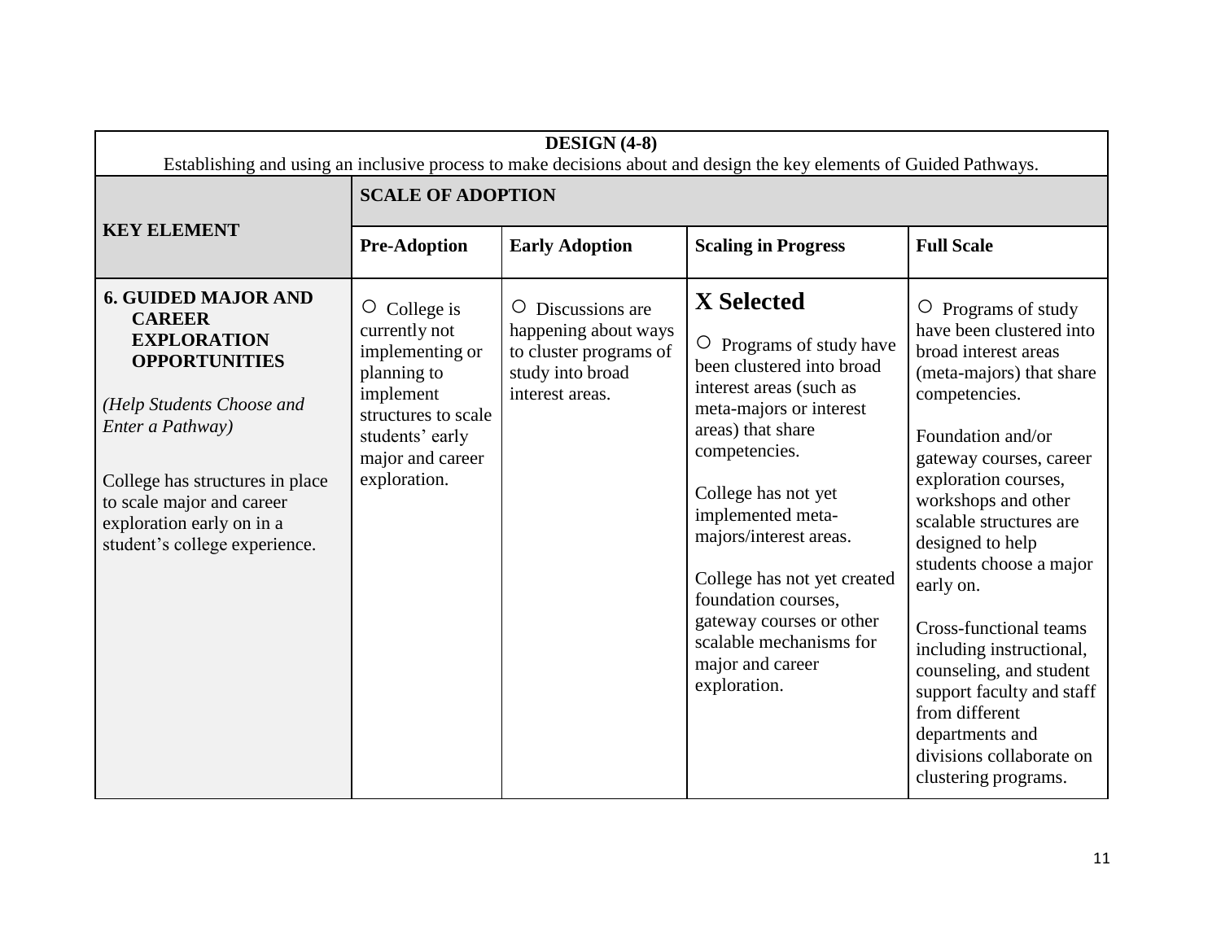| DESIGN (4-8)<br>Establishing and using an inclusive process to make decisions about and design the key elements of Guided Pathways. | | | | |
|---|---|---|---|---|
| **KEY ELEMENT** | **SCALE OF ADOPTION** | | | |
| | **Pre-Adoption** | **Early Adoption** | **Scaling in Progress** | **Full Scale** |
| **6. GUIDED MAJOR AND CAREER EXPLORATION OPPORTUNITIES**<br><br>*(Help Students Choose and Enter a Pathway)*<br><br>College has structures in place to scale major and career exploration early on in a student's college experience. | ○ College is currently not implementing or planning to implement structures to scale students' early major and career exploration. | ○ Discussions are happening about ways to cluster programs of study into broad interest areas. | **X Selected**<br><br>○ Programs of study have been clustered into broad interest areas (such as meta-majors or interest areas) that share competencies.<br><br>College has not yet implemented meta-majors/interest areas.<br><br>College has not yet created foundation courses, gateway courses or other scalable mechanisms for major and career exploration. | ○ Programs of study have been clustered into broad interest areas (meta-majors) that share competencies.<br><br>Foundation and/or gateway courses, career exploration courses, workshops and other scalable structures are designed to help students choose a major early on.<br><br>Cross-functional teams including instructional, counseling, and student support faculty and staff from different departments and divisions collaborate on clustering programs. |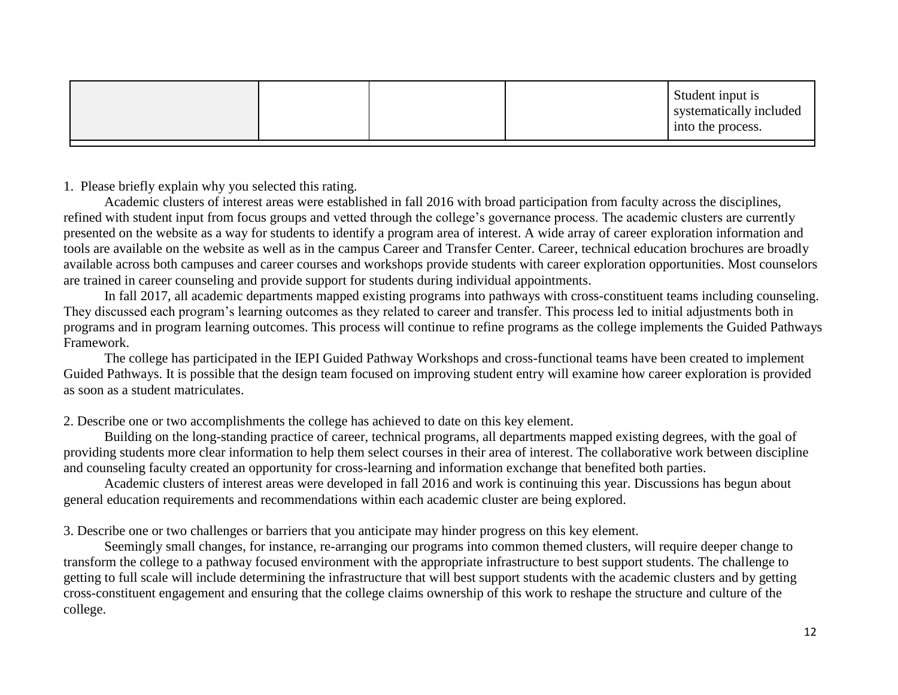| | | | | |
|---|---|---|---|---|
| | | | | Student input is systematically included into the process. |

1. Please briefly explain why you selected this rating.

Academic clusters of interest areas were established in fall 2016 with broad participation from faculty across the disciplines, refined with student input from focus groups and vetted through the college's governance process. The academic clusters are currently presented on the website as a way for students to identify a program area of interest. A wide array of career exploration information and tools are available on the website as well as in the campus Career and Transfer Center. Career, technical education brochures are broadly available across both campuses and career courses and workshops provide students with career exploration opportunities. Most counselors are trained in career counseling and provide support for students during individual appointments.

In fall 2017, all academic departments mapped existing programs into pathways with cross-constituent teams including counseling. They discussed each program's learning outcomes as they related to career and transfer. This process led to initial adjustments both in programs and in program learning outcomes. This process will continue to refine programs as the college implements the Guided Pathways Framework.

The college has participated in the IEPI Guided Pathway Workshops and cross-functional teams have been created to implement Guided Pathways. It is possible that the design team focused on improving student entry will examine how career exploration is provided as soon as a student matriculates.

2. Describe one or two accomplishments the college has achieved to date on this key element.

Building on the long-standing practice of career, technical programs, all departments mapped existing degrees, with the goal of providing students more clear information to help them select courses in their area of interest. The collaborative work between discipline and counseling faculty created an opportunity for cross-learning and information exchange that benefited both parties.

Academic clusters of interest areas were developed in fall 2016 and work is continuing this year. Discussions has begun about general education requirements and recommendations within each academic cluster are being explored.

3. Describe one or two challenges or barriers that you anticipate may hinder progress on this key element.

Seemingly small changes, for instance, re-arranging our programs into common themed clusters, will require deeper change to transform the college to a pathway focused environment with the appropriate infrastructure to best support students. The challenge to getting to full scale will include determining the infrastructure that will best support students with the academic clusters and by getting cross-constituent engagement and ensuring that the college claims ownership of this work to reshape the structure and culture of the college.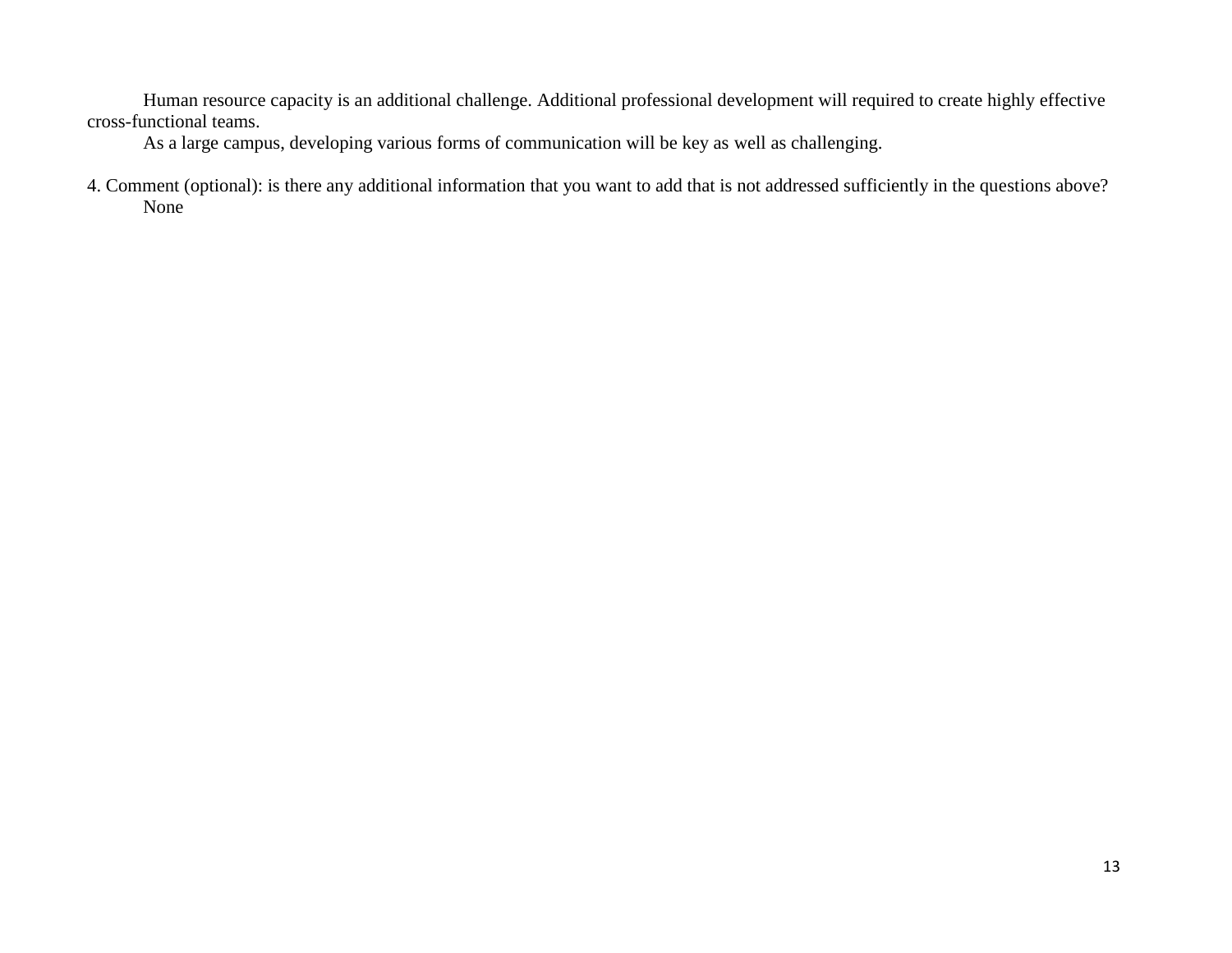Human resource capacity is an additional challenge. Additional professional development will required to create highly effective cross-functional teams.

As a large campus, developing various forms of communication will be key as well as challenging.

4. Comment (optional): is there any additional information that you want to add that is not addressed sufficiently in the questions above?

None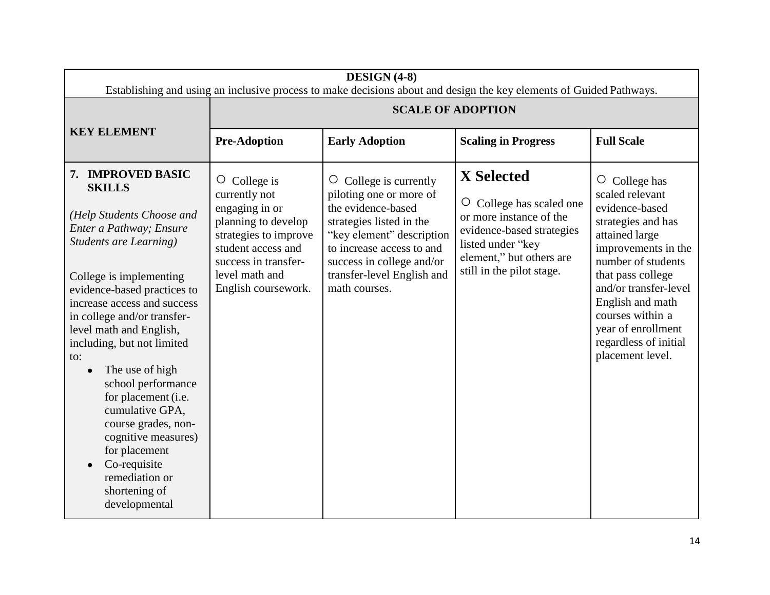| DESIGN (4-8)<br>Establishing and using an inclusive process to make decisions about and design the key elements of Guided Pathways. | | | | |
|---|---|---|---|---|
| **KEY ELEMENT** | **SCALE OF ADOPTION** | | | |
| | **Pre-Adoption** | **Early Adoption** | **Scaling in Progress** | **Full Scale** |
| **7. IMPROVED BASIC SKILLS**<br><br>*(Help Students Choose and Enter a Pathway; Ensure Students are Learning)*<br><br>College is implementing evidence-based practices to increase access and success in college and/or transfer-level math and English, including, but not limited to:<br>• The use of high school performance for placement (i.e. cumulative GPA, course grades, non-cognitive measures) for placement<br>• Co-requisite remediation or shortening of developmental | ○ College is currently not engaging in or planning to develop strategies to improve student access and success in transfer-level math and English coursework. | ○ College is currently piloting one or more of the evidence-based strategies listed in the "key element" description to increase access to and success in college and/or transfer-level English and math courses. | **X Selected**<br><br>○ College has scaled one or more instance of the evidence-based strategies listed under "key element," but others are still in the pilot stage. | ○ College has scaled relevant evidence-based strategies and has attained large improvements in the number of students that pass college and/or transfer-level English and math courses within a year of enrollment regardless of initial placement level. |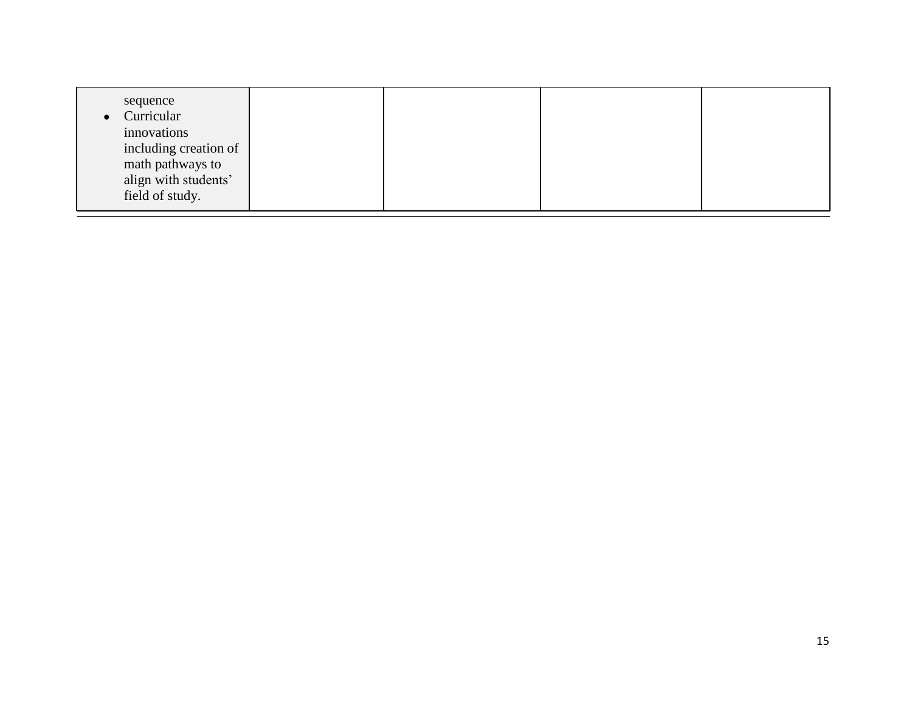| | | | | |
|---|---|---|---|---|
| sequence<br>• Curricular innovations including creation of math pathways to align with students' field of study. | | | | |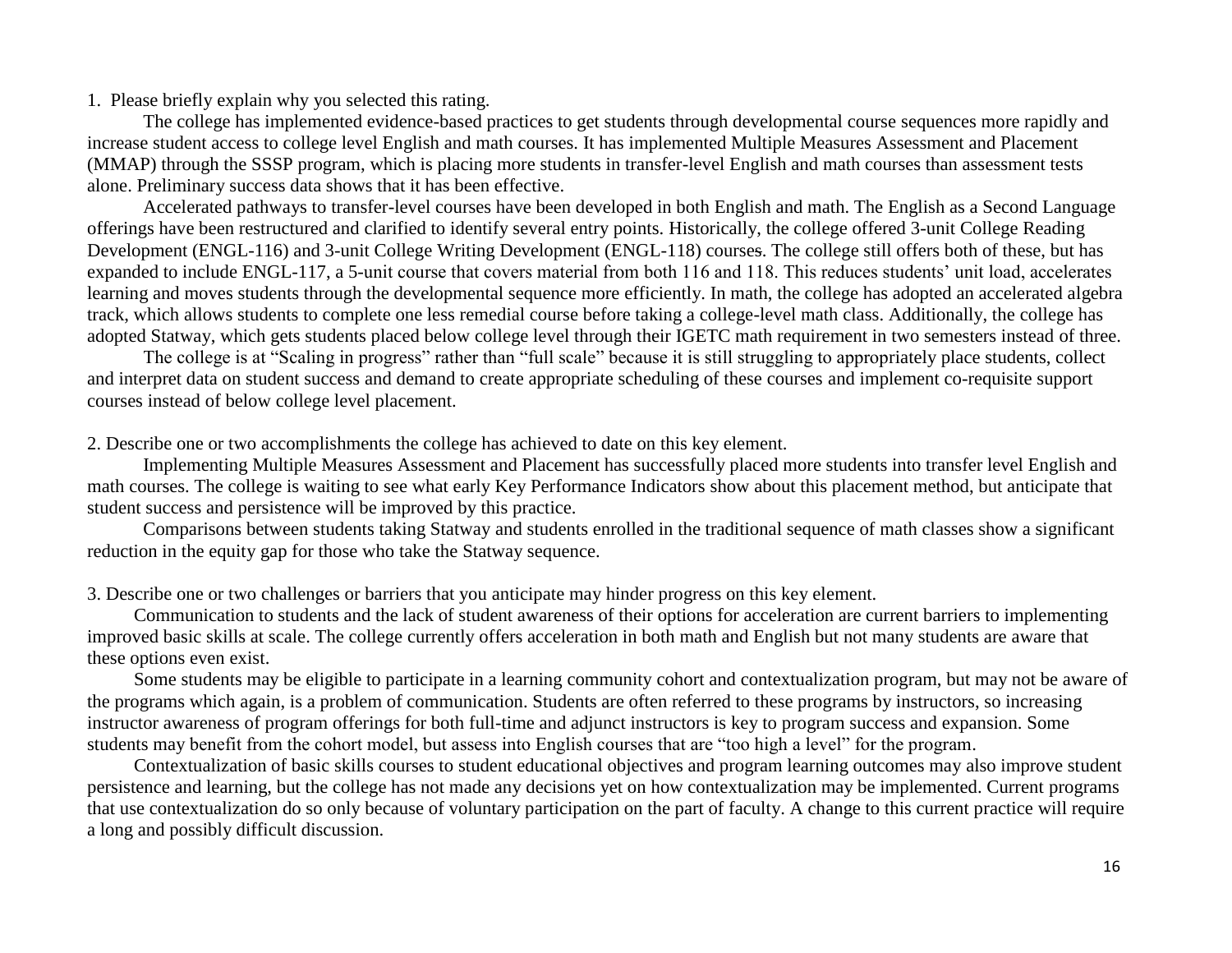1. Please briefly explain why you selected this rating.

The college has implemented evidence-based practices to get students through developmental course sequences more rapidly and increase student access to college level English and math courses. It has implemented Multiple Measures Assessment and Placement (MMAP) through the SSSP program, which is placing more students in transfer-level English and math courses than assessment tests alone. Preliminary success data shows that it has been effective.

Accelerated pathways to transfer-level courses have been developed in both English and math. The English as a Second Language offerings have been restructured and clarified to identify several entry points. Historically, the college offered 3-unit College Reading Development (ENGL-116) and 3-unit College Writing Development (ENGL-118) courses. The college still offers both of these, but has expanded to include ENGL-117, a 5-unit course that covers material from both 116 and 118. This reduces students' unit load, accelerates learning and moves students through the developmental sequence more efficiently. In math, the college has adopted an accelerated algebra track, which allows students to complete one less remedial course before taking a college-level math class. Additionally, the college has adopted Statway, which gets students placed below college level through their IGETC math requirement in two semesters instead of three.

The college is at "Scaling in progress" rather than "full scale" because it is still struggling to appropriately place students, collect and interpret data on student success and demand to create appropriate scheduling of these courses and implement co-requisite support courses instead of below college level placement.

2. Describe one or two accomplishments the college has achieved to date on this key element.

Implementing Multiple Measures Assessment and Placement has successfully placed more students into transfer level English and math courses. The college is waiting to see what early Key Performance Indicators show about this placement method, but anticipate that student success and persistence will be improved by this practice.

Comparisons between students taking Statway and students enrolled in the traditional sequence of math classes show a significant reduction in the equity gap for those who take the Statway sequence.

3. Describe one or two challenges or barriers that you anticipate may hinder progress on this key element.

Communication to students and the lack of student awareness of their options for acceleration are current barriers to implementing improved basic skills at scale. The college currently offers acceleration in both math and English but not many students are aware that these options even exist.

Some students may be eligible to participate in a learning community cohort and contextualization program, but may not be aware of the programs which again, is a problem of communication. Students are often referred to these programs by instructors, so increasing instructor awareness of program offerings for both full-time and adjunct instructors is key to program success and expansion. Some students may benefit from the cohort model, but assess into English courses that are "too high a level" for the program.

Contextualization of basic skills courses to student educational objectives and program learning outcomes may also improve student persistence and learning, but the college has not made any decisions yet on how contextualization may be implemented. Current programs that use contextualization do so only because of voluntary participation on the part of faculty. A change to this current practice will require a long and possibly difficult discussion.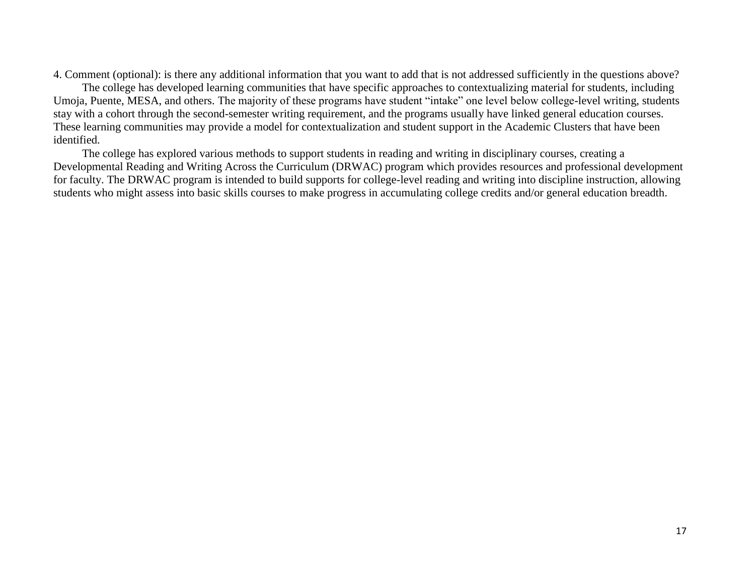4. Comment (optional): is there any additional information that you want to add that is not addressed sufficiently in the questions above?

The college has developed learning communities that have specific approaches to contextualizing material for students, including Umoja, Puente, MESA, and others. The majority of these programs have student "intake" one level below college-level writing, students stay with a cohort through the second-semester writing requirement, and the programs usually have linked general education courses. These learning communities may provide a model for contextualization and student support in the Academic Clusters that have been identified.

The college has explored various methods to support students in reading and writing in disciplinary courses, creating a Developmental Reading and Writing Across the Curriculum (DRWAC) program which provides resources and professional development for faculty. The DRWAC program is intended to build supports for college-level reading and writing into discipline instruction, allowing students who might assess into basic skills courses to make progress in accumulating college credits and/or general education breadth.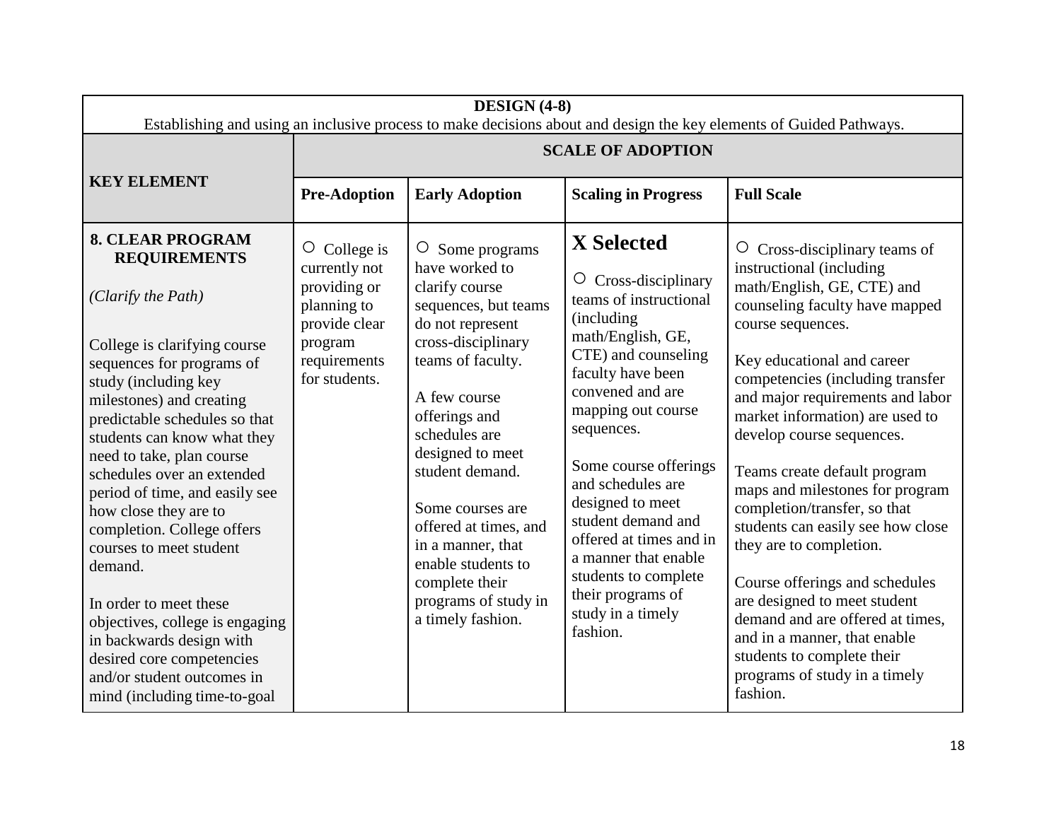| DESIGN (4-8)<br>Establishing and using an inclusive process to make decisions about and design the key elements of Guided Pathways. | | | | |
|---|---|---|---|---|
| **KEY ELEMENT** | **SCALE OF ADOPTION** | | | |
| | **Pre-Adoption** | **Early Adoption** | **Scaling in Progress** | **Full Scale** |
| **8. CLEAR PROGRAM REQUIREMENTS**<br><br>*(Clarify the Path)*<br><br>College is clarifying course sequences for programs of study (including key milestones) and creating predictable schedules so that students can know what they need to take, plan course schedules over an extended period of time, and easily see how close they are to completion. College offers courses to meet student demand.<br><br>In order to meet these objectives, college is engaging in backwards design with desired core competencies and/or student outcomes in mind (including time-to-goal | ○ College is currently not providing or planning to provide clear program requirements for students. | ○ Some programs have worked to clarify course sequences, but teams do not represent cross-disciplinary teams of faculty.<br><br>A few course offerings and schedules are designed to meet student demand.<br><br>Some courses are offered at times, and in a manner, that enable students to complete their programs of study in a timely fashion. | **X Selected**<br><br>○ Cross-disciplinary teams of instructional (including math/English, GE, CTE) and counseling faculty have been convened and are mapping out course sequences.<br><br>Some course offerings and schedules are designed to meet student demand and offered at times and in a manner that enable students to complete their programs of study in a timely fashion. | ○ Cross-disciplinary teams of instructional (including math/English, GE, CTE) and counseling faculty have mapped course sequences.<br><br>Key educational and career competencies (including transfer and major requirements and labor market information) are used to develop course sequences.<br><br>Teams create default program maps and milestones for program completion/transfer, so that students can easily see how close they are to completion.<br><br>Course offerings and schedules are designed to meet student demand and are offered at times, and in a manner, that enable students to complete their programs of study in a timely fashion. |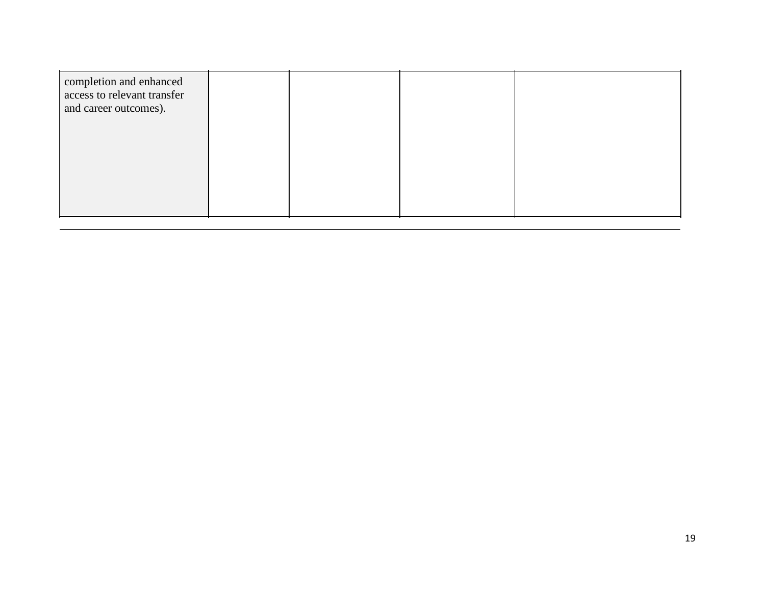| | | | | |
|---|---|---|---|---|
| completion and enhanced access to relevant transfer and career outcomes). | | | | |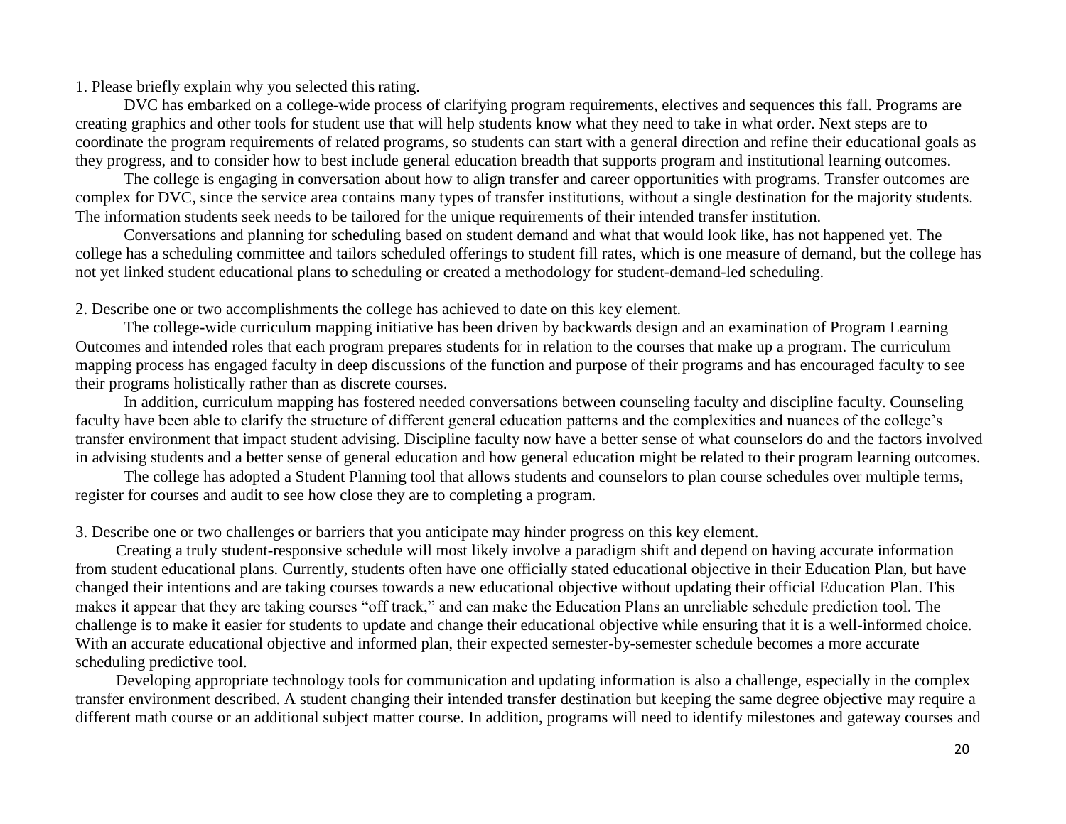1. Please briefly explain why you selected this rating.

DVC has embarked on a college-wide process of clarifying program requirements, electives and sequences this fall. Programs are creating graphics and other tools for student use that will help students know what they need to take in what order. Next steps are to coordinate the program requirements of related programs, so students can start with a general direction and refine their educational goals as they progress, and to consider how to best include general education breadth that supports program and institutional learning outcomes.

The college is engaging in conversation about how to align transfer and career opportunities with programs. Transfer outcomes are complex for DVC, since the service area contains many types of transfer institutions, without a single destination for the majority students. The information students seek needs to be tailored for the unique requirements of their intended transfer institution.

Conversations and planning for scheduling based on student demand and what that would look like, has not happened yet. The college has a scheduling committee and tailors scheduled offerings to student fill rates, which is one measure of demand, but the college has not yet linked student educational plans to scheduling or created a methodology for student-demand-led scheduling.

2. Describe one or two accomplishments the college has achieved to date on this key element.

The college-wide curriculum mapping initiative has been driven by backwards design and an examination of Program Learning Outcomes and intended roles that each program prepares students for in relation to the courses that make up a program. The curriculum mapping process has engaged faculty in deep discussions of the function and purpose of their programs and has encouraged faculty to see their programs holistically rather than as discrete courses.

In addition, curriculum mapping has fostered needed conversations between counseling faculty and discipline faculty. Counseling faculty have been able to clarify the structure of different general education patterns and the complexities and nuances of the college's transfer environment that impact student advising. Discipline faculty now have a better sense of what counselors do and the factors involved in advising students and a better sense of general education and how general education might be related to their program learning outcomes.

The college has adopted a Student Planning tool that allows students and counselors to plan course schedules over multiple terms, register for courses and audit to see how close they are to completing a program.

3. Describe one or two challenges or barriers that you anticipate may hinder progress on this key element.

Creating a truly student-responsive schedule will most likely involve a paradigm shift and depend on having accurate information from student educational plans. Currently, students often have one officially stated educational objective in their Education Plan, but have changed their intentions and are taking courses towards a new educational objective without updating their official Education Plan. This makes it appear that they are taking courses "off track," and can make the Education Plans an unreliable schedule prediction tool. The challenge is to make it easier for students to update and change their educational objective while ensuring that it is a well-informed choice. With an accurate educational objective and informed plan, their expected semester-by-semester schedule becomes a more accurate scheduling predictive tool.

Developing appropriate technology tools for communication and updating information is also a challenge, especially in the complex transfer environment described. A student changing their intended transfer destination but keeping the same degree objective may require a different math course or an additional subject matter course. In addition, programs will need to identify milestones and gateway courses and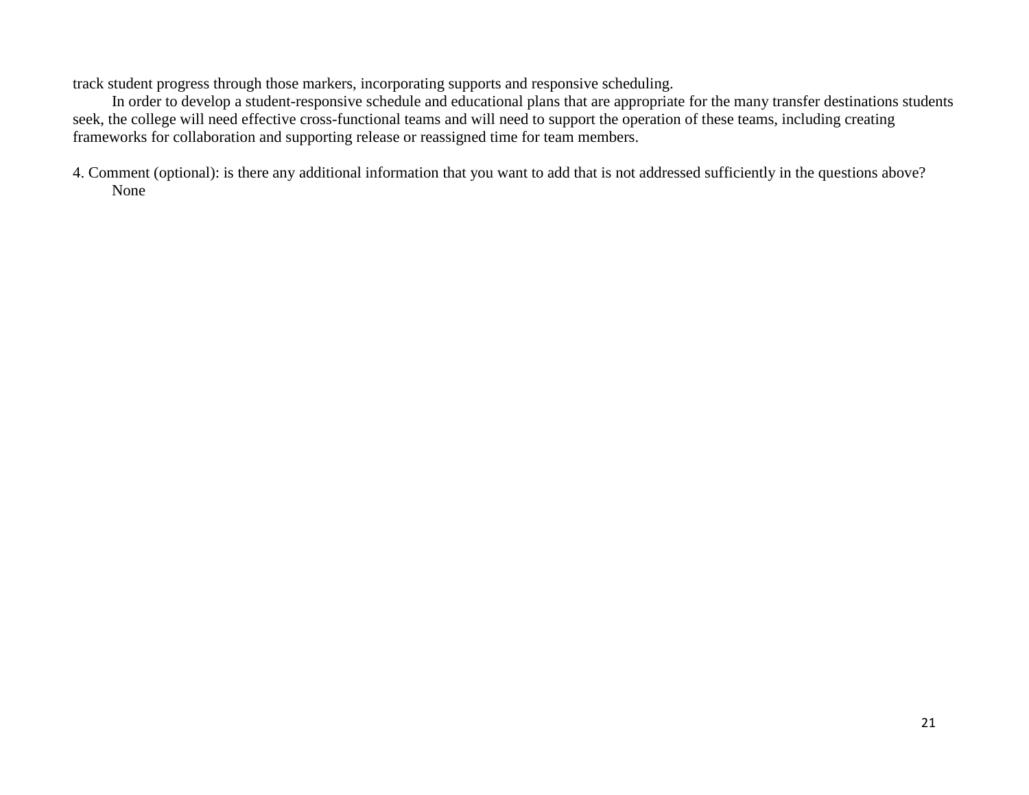track student progress through those markers, incorporating supports and responsive scheduling.

In order to develop a student-responsive schedule and educational plans that are appropriate for the many transfer destinations students seek, the college will need effective cross-functional teams and will need to support the operation of these teams, including creating frameworks for collaboration and supporting release or reassigned time for team members.

4. Comment (optional): is there any additional information that you want to add that is not addressed sufficiently in the questions above?

None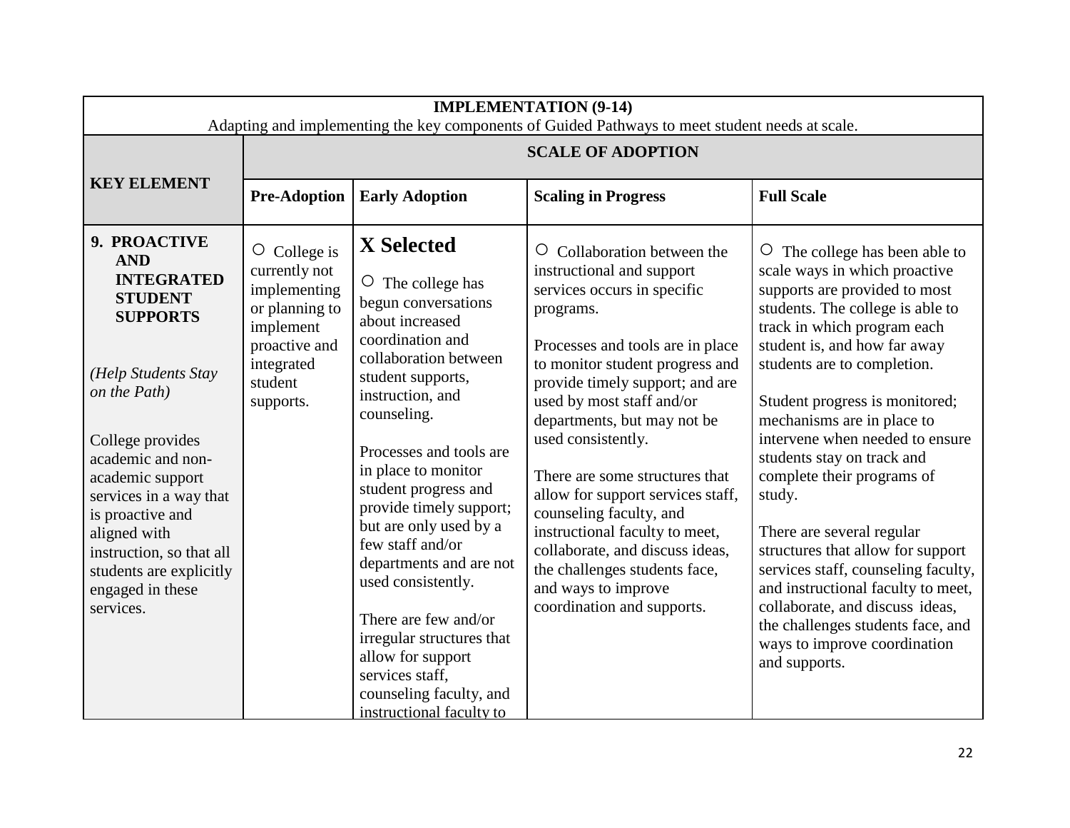| IMPLEMENTATION (9-14)<br>Adapting and implementing the key components of Guided Pathways to meet student needs at scale. | | | | |
|---|---|---|---|---|
| **KEY ELEMENT** | **SCALE OF ADOPTION** | | | |
| | **Pre-Adoption** | **Early Adoption** | **Scaling in Progress** | **Full Scale** |
| **9. PROACTIVE AND INTEGRATED STUDENT SUPPORTS**<br><br>*(Help Students Stay on the Path)*<br><br>College provides academic and non-academic support services in a way that is proactive and aligned with instruction, so that all students are explicitly engaged in these services. | ○ College is currently not implementing or planning to implement proactive and integrated student supports. | **X Selected**<br><br>○ The college has begun conversations about increased coordination and collaboration between student supports, instruction, and counseling.<br><br>Processes and tools are in place to monitor student progress and provide timely support; but are only used by a few staff and/or departments and are not used consistently.<br><br>There are few and/or irregular structures that allow for support services staff, counseling faculty, and instructional faculty to | ○ Collaboration between the instructional and support services occurs in specific programs.<br><br>Processes and tools are in place to monitor student progress and provide timely support; and are used by most staff and/or departments, but may not be used consistently.<br><br>There are some structures that allow for support services staff, counseling faculty, and instructional faculty to meet, collaborate, and discuss ideas, the challenges students face, and ways to improve coordination and supports. | ○ The college has been able to scale ways in which proactive supports are provided to most students. The college is able to track in which program each student is, and how far away students are to completion.<br><br>Student progress is monitored; mechanisms are in place to intervene when needed to ensure students stay on track and complete their programs of study.<br><br>There are several regular structures that allow for support services staff, counseling faculty, and instructional faculty to meet, collaborate, and discuss ideas, the challenges students face, and ways to improve coordination and supports. |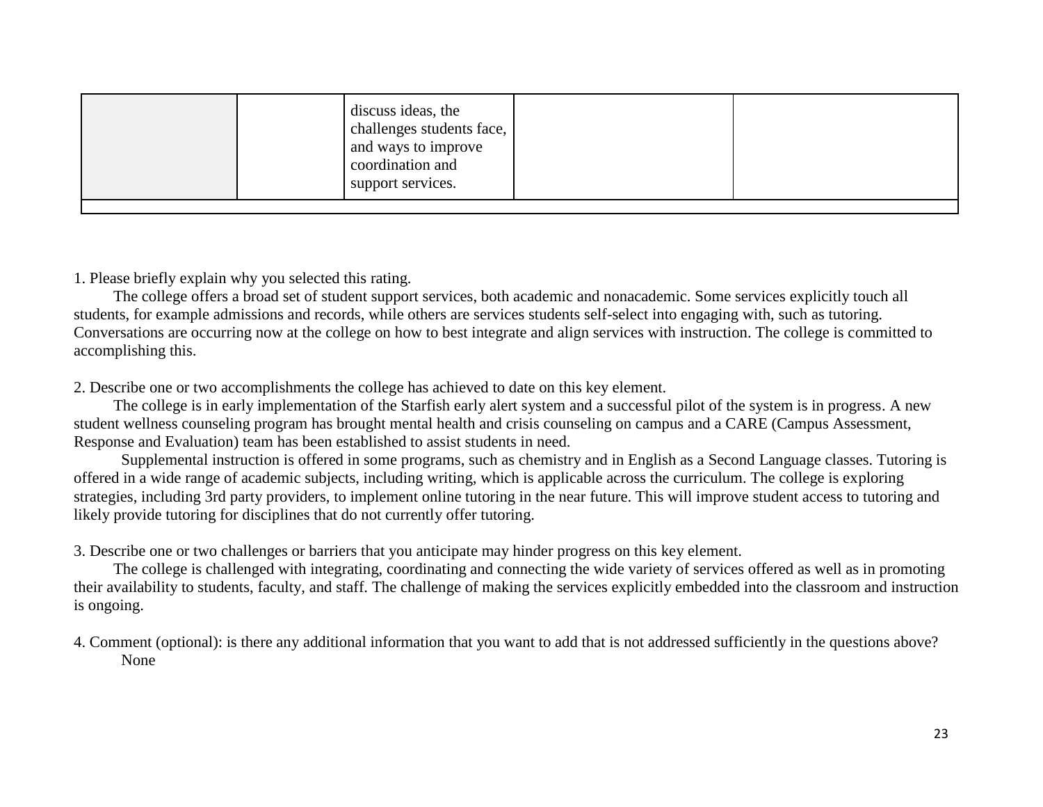|  |  | discuss ideas, the challenges students face, and ways to improve coordination and support services. |  |  |
|---|---|---|---|---|
|  |  |  |  |  |

1. Please briefly explain why you selected this rating.

The college offers a broad set of student support services, both academic and nonacademic. Some services explicitly touch all students, for example admissions and records, while others are services students self-select into engaging with, such as tutoring. Conversations are occurring now at the college on how to best integrate and align services with instruction. The college is committed to accomplishing this.

2. Describe one or two accomplishments the college has achieved to date on this key element.

The college is in early implementation of the Starfish early alert system and a successful pilot of the system is in progress. A new student wellness counseling program has brought mental health and crisis counseling on campus and a CARE (Campus Assessment, Response and Evaluation) team has been established to assist students in need.

Supplemental instruction is offered in some programs, such as chemistry and in English as a Second Language classes. Tutoring is offered in a wide range of academic subjects, including writing, which is applicable across the curriculum. The college is exploring strategies, including 3rd party providers, to implement online tutoring in the near future. This will improve student access to tutoring and likely provide tutoring for disciplines that do not currently offer tutoring.

3. Describe one or two challenges or barriers that you anticipate may hinder progress on this key element.

The college is challenged with integrating, coordinating and connecting the wide variety of services offered as well as in promoting their availability to students, faculty, and staff. The challenge of making the services explicitly embedded into the classroom and instruction is ongoing.

4. Comment (optional): is there any additional information that you want to add that is not addressed sufficiently in the questions above?

None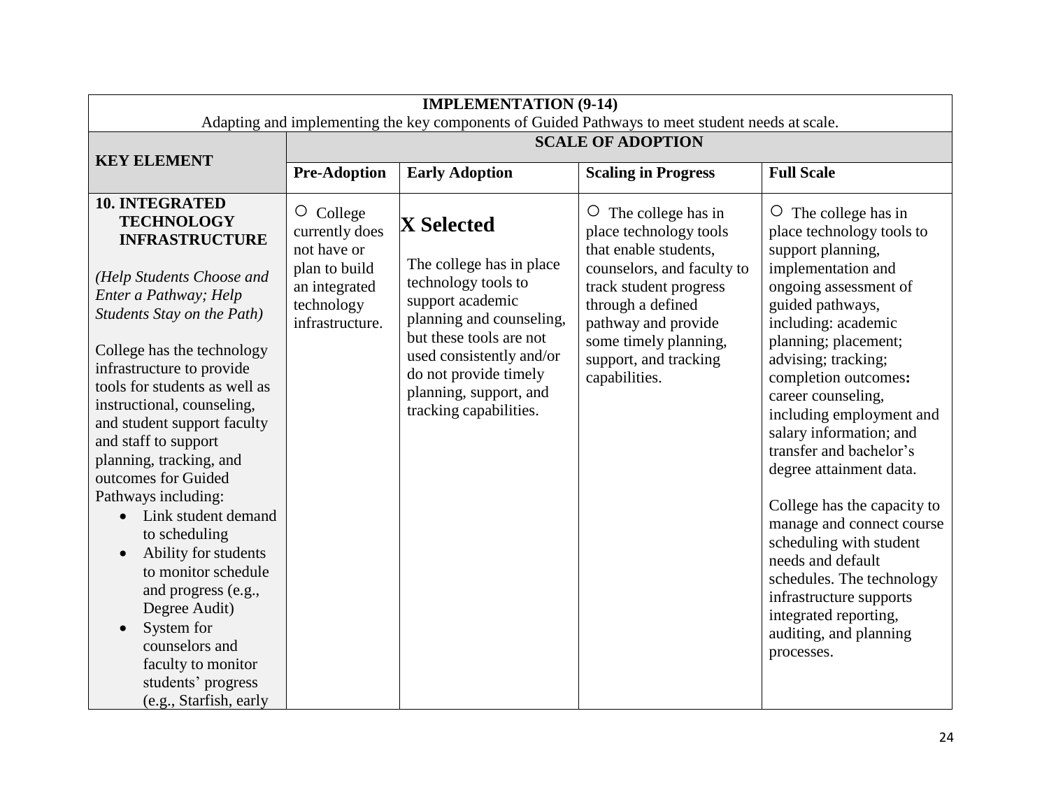| IMPLEMENTATION (9-14)<br>Adapting and implementing the key components of Guided Pathways to meet student needs at scale. | | | | |
|---|---|---|---|---|
| **KEY ELEMENT** | **SCALE OF ADOPTION** | | | |
| | **Pre-Adoption** | **Early Adoption** | **Scaling in Progress** | **Full Scale** |
| **10. INTEGRATED TECHNOLOGY INFRASTRUCTURE**<br><br>*(Help Students Choose and Enter a Pathway; Help Students Stay on the Path)*<br><br>College has the technology infrastructure to provide tools for students as well as instructional, counseling, and student support faculty and staff to support planning, tracking, and outcomes for Guided Pathways including:<br>• Link student demand to scheduling<br>• Ability for students to monitor schedule and progress (e.g., Degree Audit)<br>• System for counselors and faculty to monitor students' progress (e.g., Starfish, early | ○ College currently does not have or plan to build an integrated technology infrastructure. | **X Selected**<br><br>The college has in place technology tools to support academic planning and counseling, but these tools are not used consistently and/or do not provide timely planning, support, and tracking capabilities. | ○ The college has in place technology tools that enable students, counselors, and faculty to track student progress through a defined pathway and provide some timely planning, support, and tracking capabilities. | ○ The college has in place technology tools to support planning, implementation and ongoing assessment of guided pathways, including: academic planning; placement; advising; tracking; completion outcomes**:** career counseling, including employment and salary information; and transfer and bachelor's degree attainment data.<br><br>College has the capacity to manage and connect course scheduling with student needs and default schedules. The technology infrastructure supports integrated reporting, auditing, and planning processes. |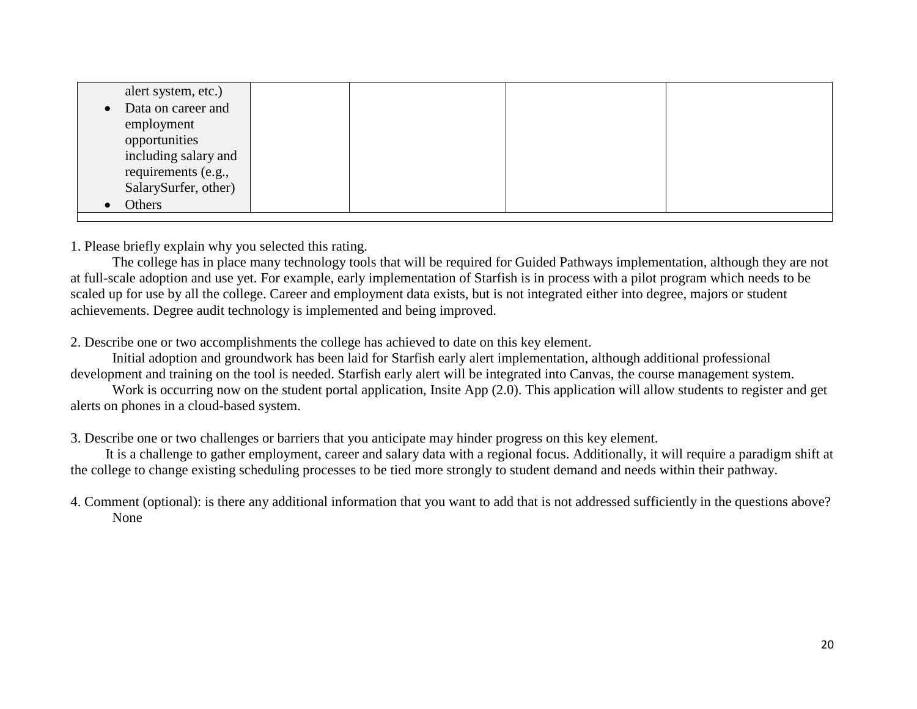| | | | | |
|---|---|---|---|---|
| alert system, etc.)<br>• Data on career and employment opportunities including salary and requirements (e.g., SalarySurfer, other)<br>• Others | | | | |
| | | | | |

1. Please briefly explain why you selected this rating.

The college has in place many technology tools that will be required for Guided Pathways implementation, although they are not at full-scale adoption and use yet. For example, early implementation of Starfish is in process with a pilot program which needs to be scaled up for use by all the college. Career and employment data exists, but is not integrated either into degree, majors or student achievements. Degree audit technology is implemented and being improved.

2. Describe one or two accomplishments the college has achieved to date on this key element.

Initial adoption and groundwork has been laid for Starfish early alert implementation, although additional professional development and training on the tool is needed. Starfish early alert will be integrated into Canvas, the course management system.

Work is occurring now on the student portal application, Insite App (2.0). This application will allow students to register and get alerts on phones in a cloud-based system.

3. Describe one or two challenges or barriers that you anticipate may hinder progress on this key element.

It is a challenge to gather employment, career and salary data with a regional focus. Additionally, it will require a paradigm shift at the college to change existing scheduling processes to be tied more strongly to student demand and needs within their pathway.

4. Comment (optional): is there any additional information that you want to add that is not addressed sufficiently in the questions above?

None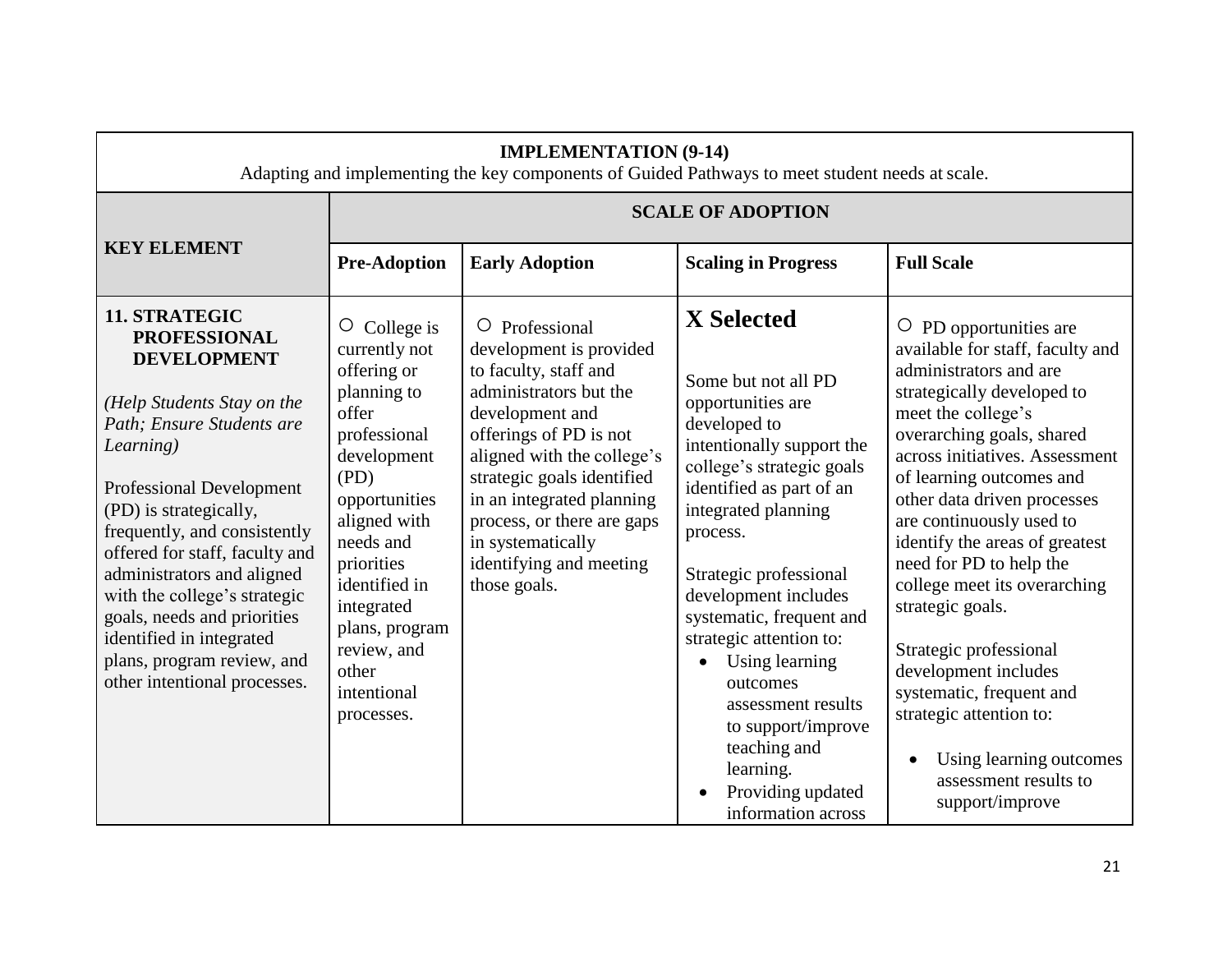| IMPLEMENTATION (9-14) Adapting and implementing the key components of Guided Pathways to meet student needs at scale. | | | | |
|---|---|---|---|---|
| **KEY ELEMENT** | **SCALE OF ADOPTION** | | | |
| | **Pre-Adoption** | **Early Adoption** | **Scaling in Progress** | **Full Scale** |
| **11. STRATEGIC PROFESSIONAL DEVELOPMENT**<br><br>*(Help Students Stay on the Path; Ensure Students are Learning)*<br><br>Professional Development (PD) is strategically, frequently, and consistently offered for staff, faculty and administrators and aligned with the college's strategic goals, needs and priorities identified in integrated plans, program review, and other intentional processes. | ○ College is currently not offering or planning to offer professional development (PD) opportunities aligned with needs and priorities identified in integrated plans, program review, and other intentional processes. | ○ Professional development is provided to faculty, staff and administrators but the development and offerings of PD is not aligned with the college's strategic goals identified in an integrated planning process, or there are gaps in systematically identifying and meeting those goals. | **X Selected**<br><br>Some but not all PD opportunities are developed to intentionally support the college's strategic goals identified as part of an integrated planning process.<br><br>Strategic professional development includes systematic, frequent and strategic attention to:<br>• Using learning outcomes assessment results to support/improve teaching and learning.<br>• Providing updated information across | ○ PD opportunities are available for staff, faculty and administrators and are strategically developed to meet the college's overarching goals, shared across initiatives. Assessment of learning outcomes and other data driven processes are continuously used to identify the areas of greatest need for PD to help the college meet its overarching strategic goals.<br><br>Strategic professional development includes systematic, frequent and strategic attention to:<br><br>• Using learning outcomes assessment results to support/improve |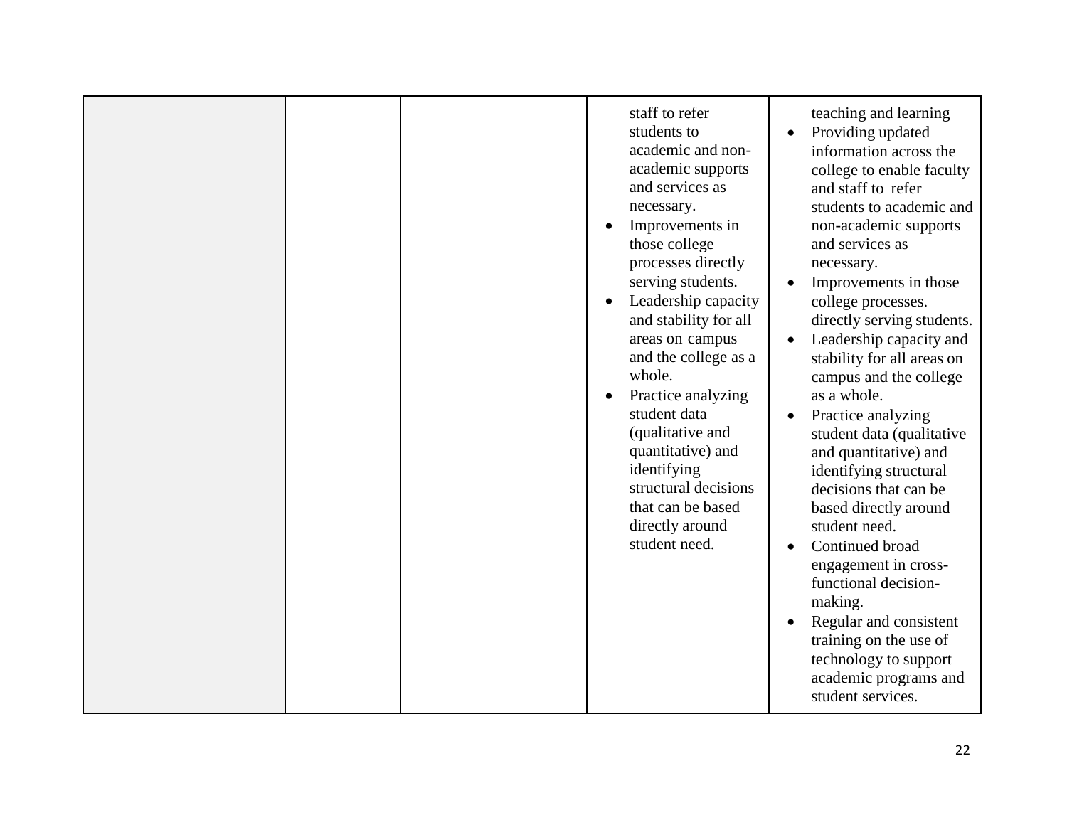| | | | | |
|---|---|---|---|---|
| | | | staff to refer students to academic and non-academic supports and services as necessary.<br>• Improvements in those college processes directly serving students.<br>• Leadership capacity and stability for all areas on campus and the college as a whole.<br>• Practice analyzing student data (qualitative and quantitative) and identifying structural decisions that can be based directly around student need. | teaching and learning<br>• Providing updated information across the college to enable faculty and staff to refer students to academic and non-academic supports and services as necessary.<br>• Improvements in those college processes. directly serving students.<br>• Leadership capacity and stability for all areas on campus and the college as a whole.<br>• Practice analyzing student data (qualitative and quantitative) and identifying structural decisions that can be based directly around student need.<br>• Continued broad engagement in cross-functional decision-making.<br>• Regular and consistent training on the use of technology to support academic programs and student services. |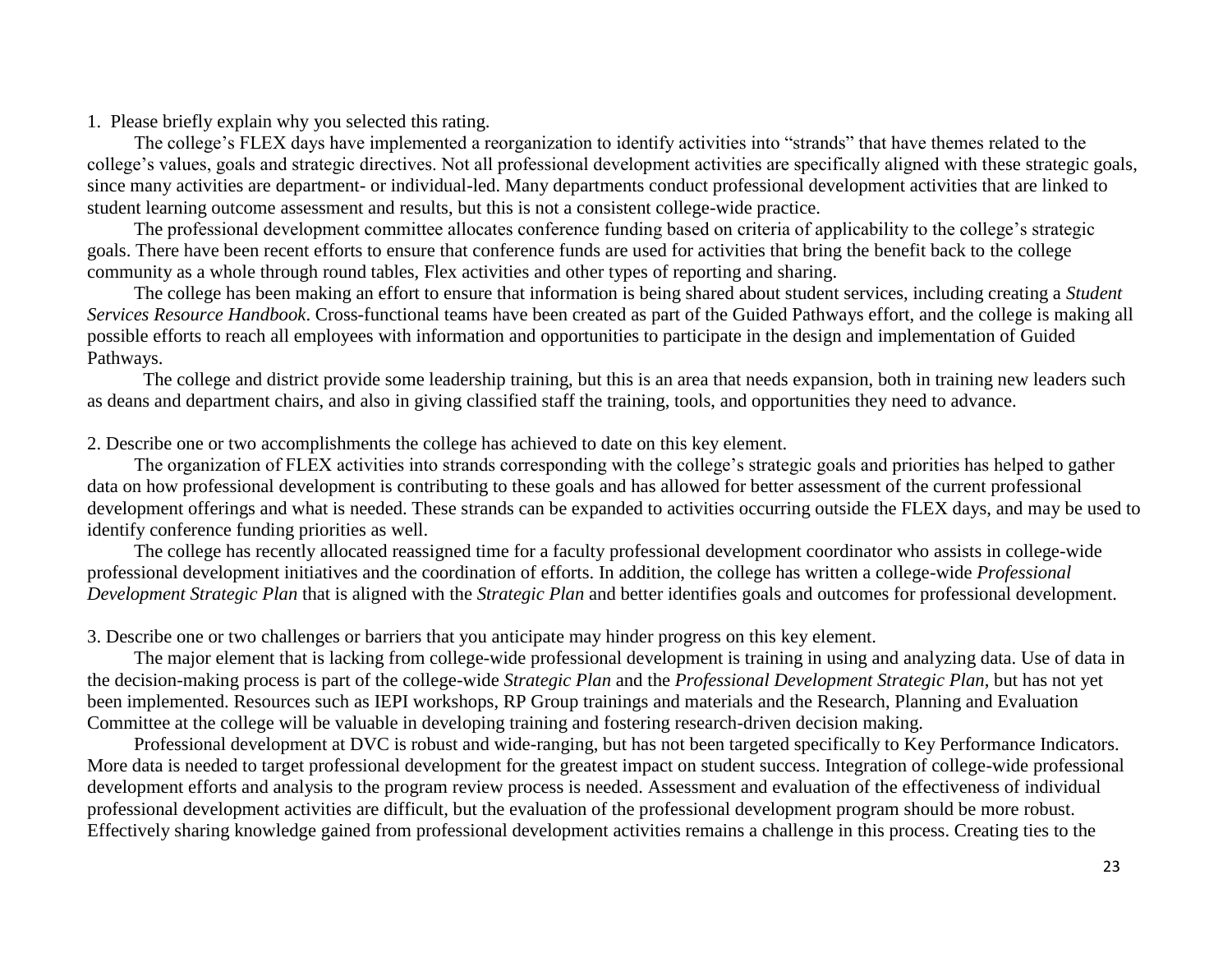1. Please briefly explain why you selected this rating.

The college's FLEX days have implemented a reorganization to identify activities into "strands" that have themes related to the college's values, goals and strategic directives. Not all professional development activities are specifically aligned with these strategic goals, since many activities are department- or individual-led. Many departments conduct professional development activities that are linked to student learning outcome assessment and results, but this is not a consistent college-wide practice.

The professional development committee allocates conference funding based on criteria of applicability to the college's strategic goals. There have been recent efforts to ensure that conference funds are used for activities that bring the benefit back to the college community as a whole through round tables, Flex activities and other types of reporting and sharing.

The college has been making an effort to ensure that information is being shared about student services, including creating a *Student Services Resource Handbook*. Cross-functional teams have been created as part of the Guided Pathways effort, and the college is making all possible efforts to reach all employees with information and opportunities to participate in the design and implementation of Guided Pathways.

The college and district provide some leadership training, but this is an area that needs expansion, both in training new leaders such as deans and department chairs, and also in giving classified staff the training, tools, and opportunities they need to advance.

2. Describe one or two accomplishments the college has achieved to date on this key element.

The organization of FLEX activities into strands corresponding with the college's strategic goals and priorities has helped to gather data on how professional development is contributing to these goals and has allowed for better assessment of the current professional development offerings and what is needed. These strands can be expanded to activities occurring outside the FLEX days, and may be used to identify conference funding priorities as well.

The college has recently allocated reassigned time for a faculty professional development coordinator who assists in college-wide professional development initiatives and the coordination of efforts. In addition, the college has written a college-wide *Professional Development Strategic Plan* that is aligned with the *Strategic Plan* and better identifies goals and outcomes for professional development.

3. Describe one or two challenges or barriers that you anticipate may hinder progress on this key element.

The major element that is lacking from college-wide professional development is training in using and analyzing data. Use of data in the decision-making process is part of the college-wide *Strategic Plan* and the *Professional Development Strategic Plan*, but has not yet been implemented. Resources such as IEPI workshops, RP Group trainings and materials and the Research, Planning and Evaluation Committee at the college will be valuable in developing training and fostering research-driven decision making.

Professional development at DVC is robust and wide-ranging, but has not been targeted specifically to Key Performance Indicators. More data is needed to target professional development for the greatest impact on student success. Integration of college-wide professional development efforts and analysis to the program review process is needed. Assessment and evaluation of the effectiveness of individual professional development activities are difficult, but the evaluation of the professional development program should be more robust. Effectively sharing knowledge gained from professional development activities remains a challenge in this process. Creating ties to the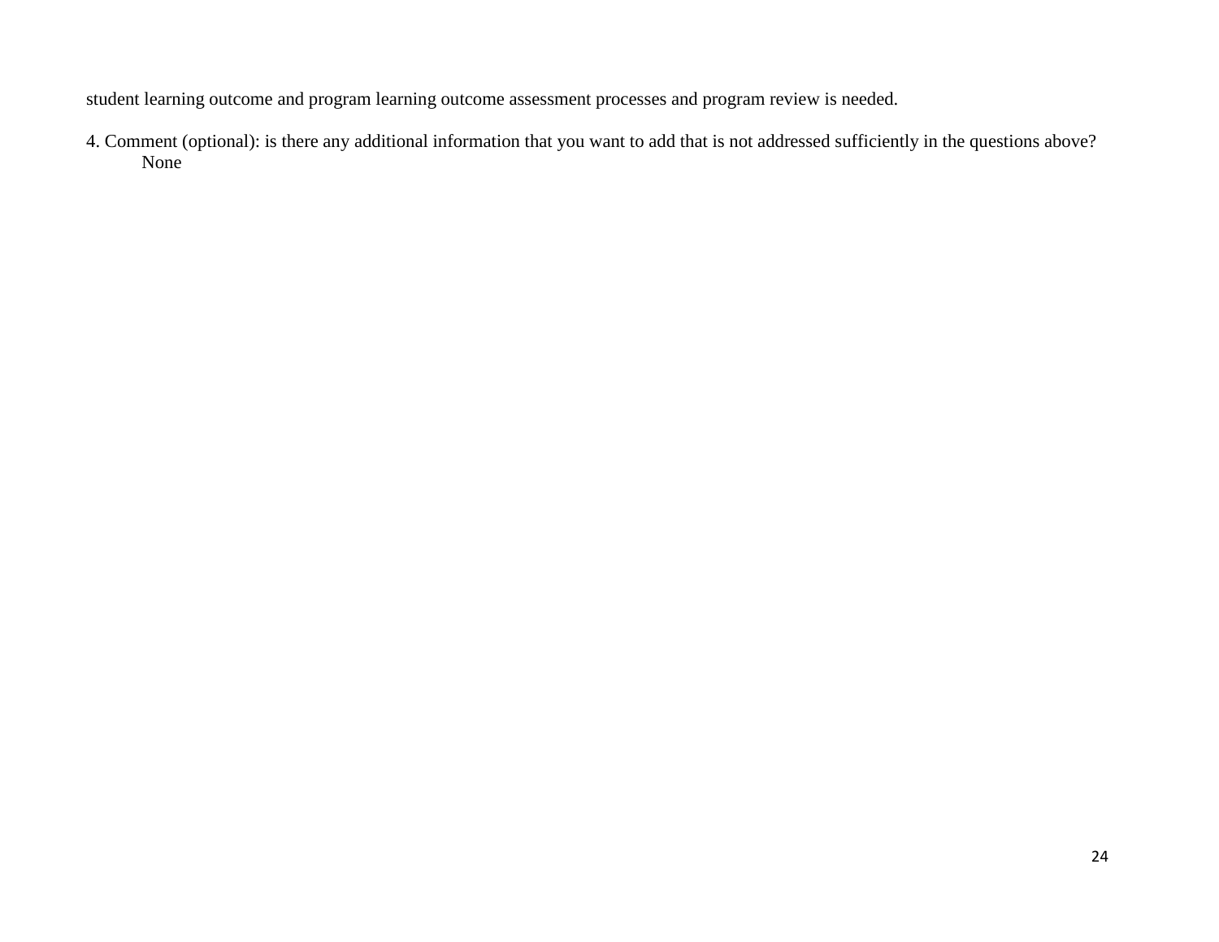student learning outcome and program learning outcome assessment processes and program review is needed.

4. Comment (optional): is there any additional information that you want to add that is not addressed sufficiently in the questions above?

None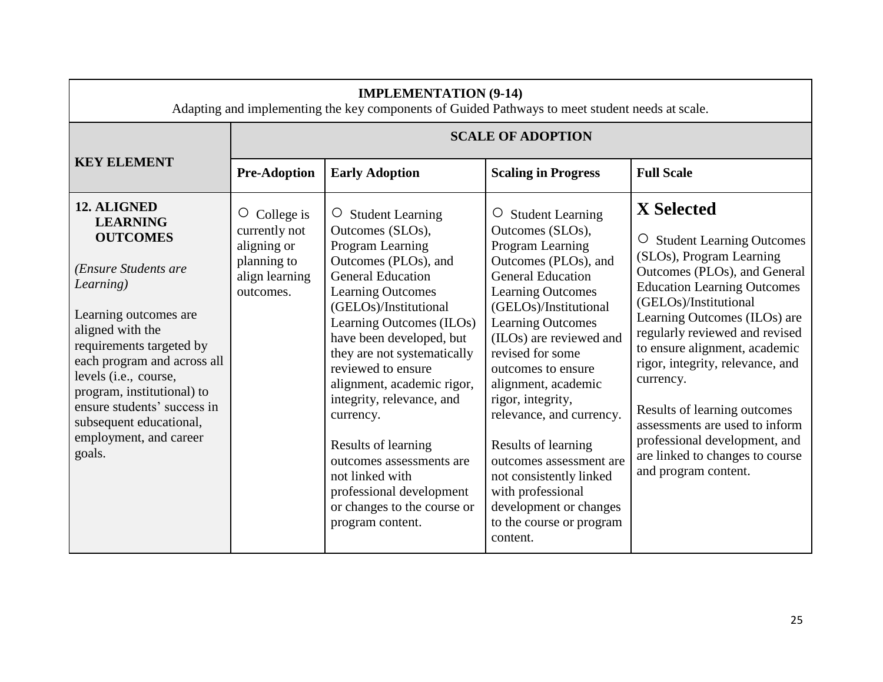| IMPLEMENTATION (9-14)<br>Adapting and implementing the key components of Guided Pathways to meet student needs at scale. | | | | |
|---|---|---|---|---|
| **KEY ELEMENT** | **SCALE OF ADOPTION** | | | |
| | **Pre-Adoption** | **Early Adoption** | **Scaling in Progress** | **Full Scale** |
| **12. ALIGNED LEARNING OUTCOMES**<br><br>*(Ensure Students are Learning)*<br><br>Learning outcomes are aligned with the requirements targeted by each program and across all levels (i.e., course, program, institutional) to ensure students' success in subsequent educational, employment, and career goals. | ○ College is currently not aligning or planning to align learning outcomes. | ○ Student Learning Outcomes (SLOs), Program Learning Outcomes (PLOs), and General Education Learning Outcomes (GELOs)/Institutional Learning Outcomes (ILOs) have been developed, but they are not systematically reviewed to ensure alignment, academic rigor, integrity, relevance, and currency.<br><br>Results of learning outcomes assessments are not linked with professional development or changes to the course or program content. | ○ Student Learning Outcomes (SLOs), Program Learning Outcomes (PLOs), and General Education Learning Outcomes (GELOs)/Institutional Learning Outcomes (ILOs) are reviewed and revised for some outcomes to ensure alignment, academic rigor, integrity, relevance, and currency.<br><br>Results of learning outcomes assessment are not consistently linked with professional development or changes to the course or program content. | **X Selected**<br><br>○ Student Learning Outcomes (SLOs), Program Learning Outcomes (PLOs), and General Education Learning Outcomes (GELOs)/Institutional Learning Outcomes (ILOs) are regularly reviewed and revised to ensure alignment, academic rigor, integrity, relevance, and currency.<br><br>Results of learning outcomes assessments are used to inform professional development, and are linked to changes to course and program content. |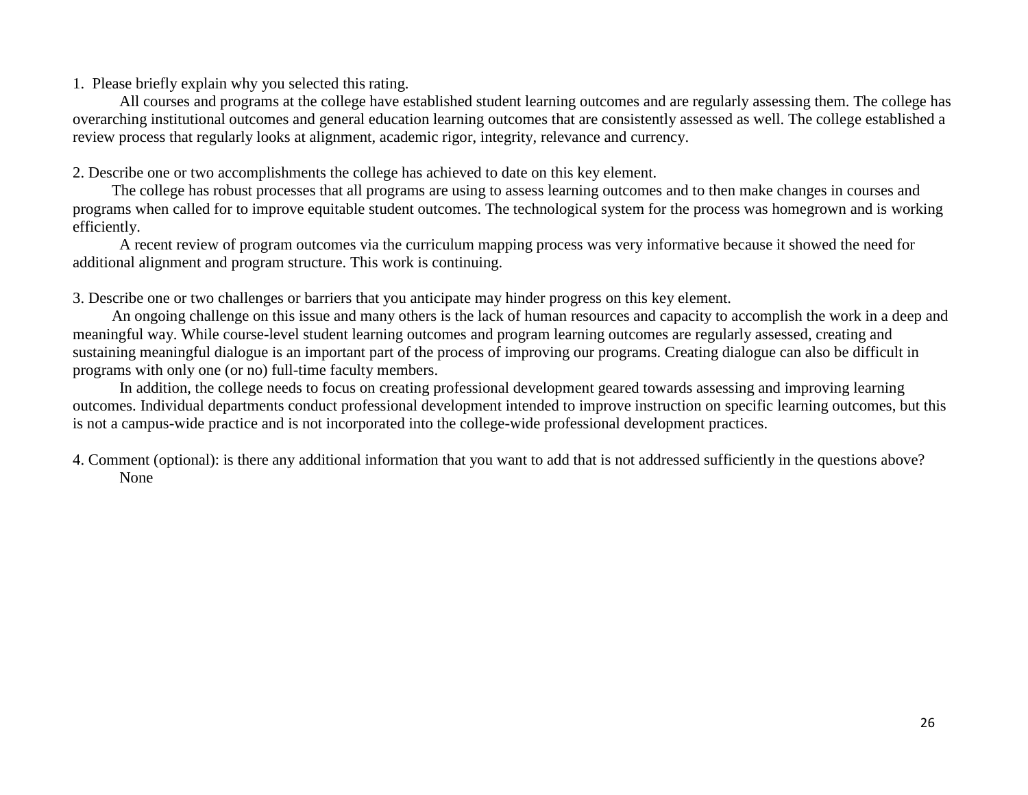1. Please briefly explain why you selected this rating.

All courses and programs at the college have established student learning outcomes and are regularly assessing them. The college has overarching institutional outcomes and general education learning outcomes that are consistently assessed as well. The college established a review process that regularly looks at alignment, academic rigor, integrity, relevance and currency.

2. Describe one or two accomplishments the college has achieved to date on this key element.

The college has robust processes that all programs are using to assess learning outcomes and to then make changes in courses and programs when called for to improve equitable student outcomes. The technological system for the process was homegrown and is working efficiently.

A recent review of program outcomes via the curriculum mapping process was very informative because it showed the need for additional alignment and program structure. This work is continuing.

3. Describe one or two challenges or barriers that you anticipate may hinder progress on this key element.

An ongoing challenge on this issue and many others is the lack of human resources and capacity to accomplish the work in a deep and meaningful way. While course-level student learning outcomes and program learning outcomes are regularly assessed, creating and sustaining meaningful dialogue is an important part of the process of improving our programs. Creating dialogue can also be difficult in programs with only one (or no) full-time faculty members.

In addition, the college needs to focus on creating professional development geared towards assessing and improving learning outcomes. Individual departments conduct professional development intended to improve instruction on specific learning outcomes, but this is not a campus-wide practice and is not incorporated into the college-wide professional development practices.

4. Comment (optional): is there any additional information that you want to add that is not addressed sufficiently in the questions above?

None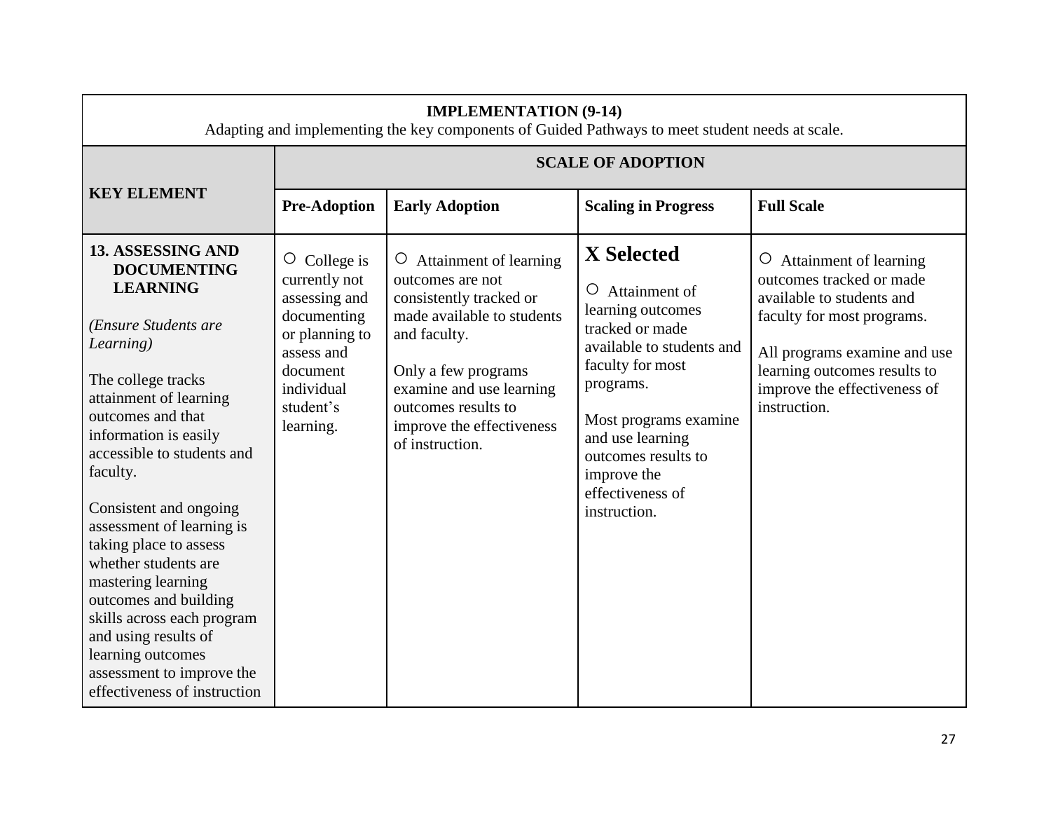| **IMPLEMENTATION (9-14)**<br>Adapting and implementing the key components of Guided Pathways to meet student needs at scale. | | | | |
|---|---|---|---|---|
| **KEY ELEMENT** | **SCALE OF ADOPTION** | | | |
| | **Pre-Adoption** | **Early Adoption** | **Scaling in Progress** | **Full Scale** |
| **13. ASSESSING AND DOCUMENTING LEARNING**<br><br>*(Ensure Students are Learning)*<br><br>The college tracks attainment of learning outcomes and that information is easily accessible to students and faculty.<br><br>Consistent and ongoing assessment of learning is taking place to assess whether students are mastering learning outcomes and building skills across each program and using results of learning outcomes assessment to improve the effectiveness of instruction | ○ College is currently not assessing and documenting or planning to assess and document individual student's learning. | ○ Attainment of learning outcomes are not consistently tracked or made available to students and faculty.<br><br>Only a few programs examine and use learning outcomes results to improve the effectiveness of instruction. | **X Selected**<br><br>○ Attainment of learning outcomes tracked or made available to students and faculty for most programs.<br><br>Most programs examine and use learning outcomes results to improve the effectiveness of instruction. | ○ Attainment of learning outcomes tracked or made available to students and faculty for most programs.<br><br>All programs examine and use learning outcomes results to improve the effectiveness of instruction. |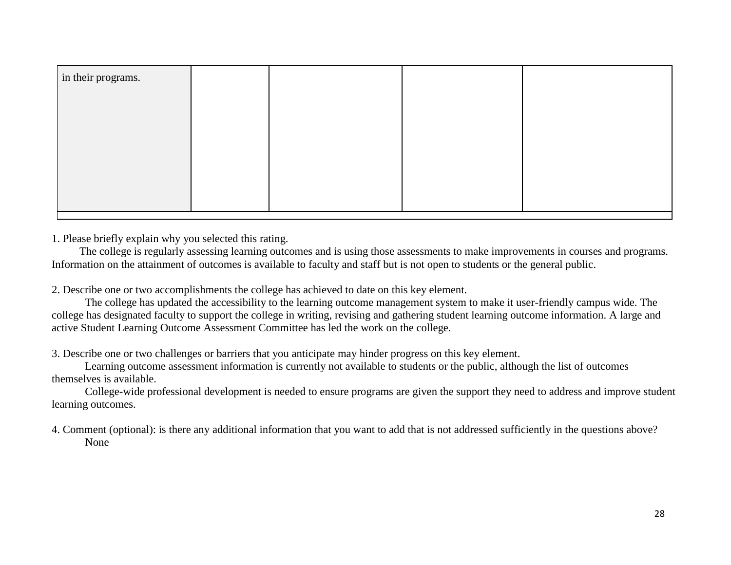| in their programs. | | | | |
|---|---|---|---|---|
| | | | | |

1. Please briefly explain why you selected this rating.
   The college is regularly assessing learning outcomes and is using those assessments to make improvements in courses and programs. Information on the attainment of outcomes is available to faculty and staff but is not open to students or the general public.

2. Describe one or two accomplishments the college has achieved to date on this key element.
   The college has updated the accessibility to the learning outcome management system to make it user-friendly campus wide. The college has designated faculty to support the college in writing, revising and gathering student learning outcome information. A large and active Student Learning Outcome Assessment Committee has led the work on the college.

3. Describe one or two challenges or barriers that you anticipate may hinder progress on this key element.
   Learning outcome assessment information is currently not available to students or the public, although the list of outcomes themselves is available.
   College-wide professional development is needed to ensure programs are given the support they need to address and improve student learning outcomes.

4. Comment (optional): is there any additional information that you want to add that is not addressed sufficiently in the questions above?
   None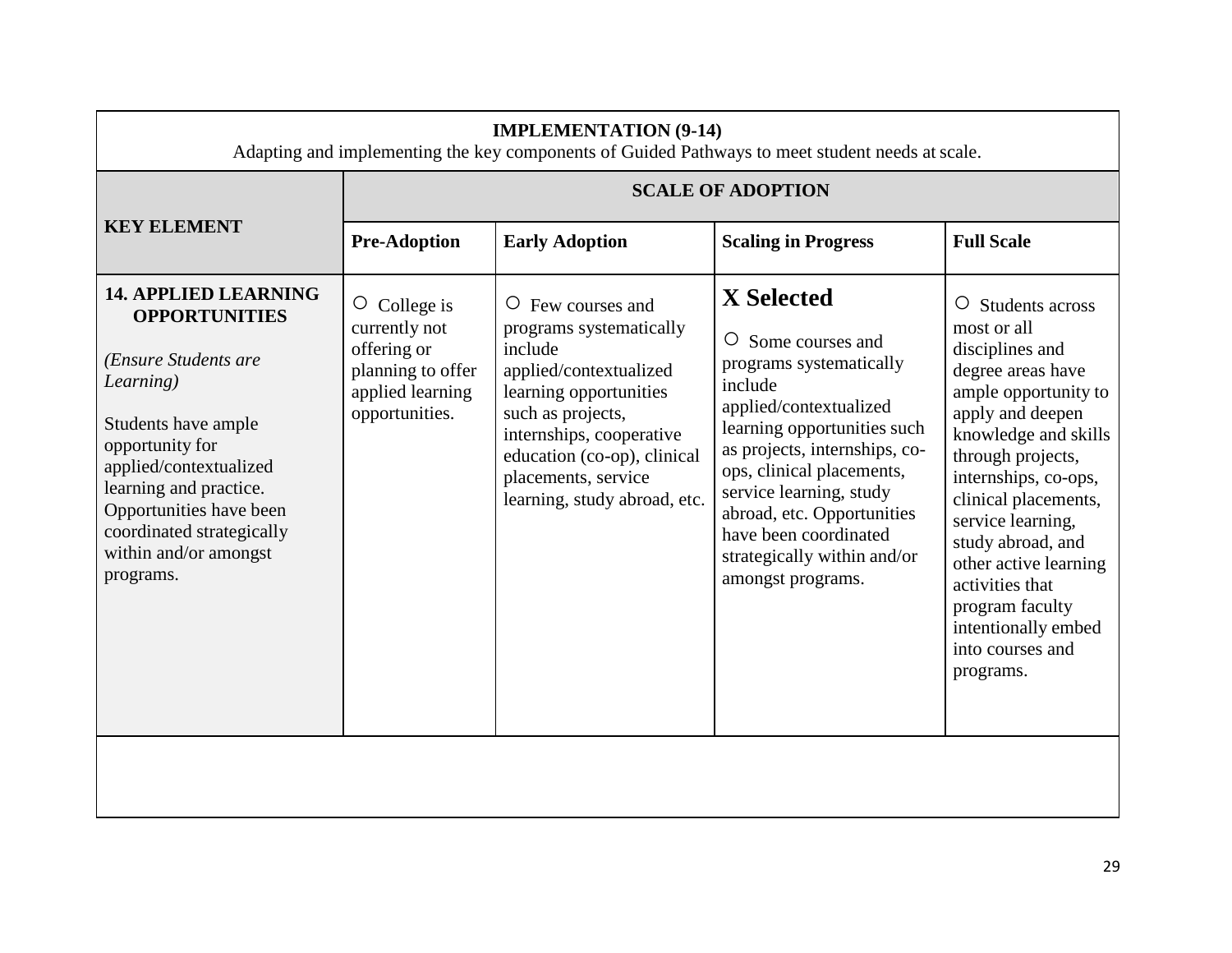| **IMPLEMENTATION (9-14)**<br>Adapting and implementing the key components of Guided Pathways to meet student needs at scale. | | | | |
|---|---|---|---|---|
| **KEY ELEMENT** | **SCALE OF ADOPTION** | | | |
| | **Pre-Adoption** | **Early Adoption** | **Scaling in Progress** | **Full Scale** |
| **14. APPLIED LEARNING OPPORTUNITIES**<br><br>*(Ensure Students are Learning)*<br><br>Students have ample opportunity for applied/contextualized learning and practice. Opportunities have been coordinated strategically within and/or amongst programs. | ○ College is currently not offering or planning to offer applied learning opportunities. | ○ Few courses and programs systematically include applied/contextualized learning opportunities such as projects, internships, cooperative education (co-op), clinical placements, service learning, study abroad, etc. | **X Selected**<br><br>○ Some courses and programs systematically include applied/contextualized learning opportunities such as projects, internships, co-ops, clinical placements, service learning, study abroad, etc. Opportunities have been coordinated strategically within and/or amongst programs. | ○ Students across most or all disciplines and degree areas have ample opportunity to apply and deepen knowledge and skills through projects, internships, co-ops, clinical placements, service learning, study abroad, and other active learning activities that program faculty intentionally embed into courses and programs. |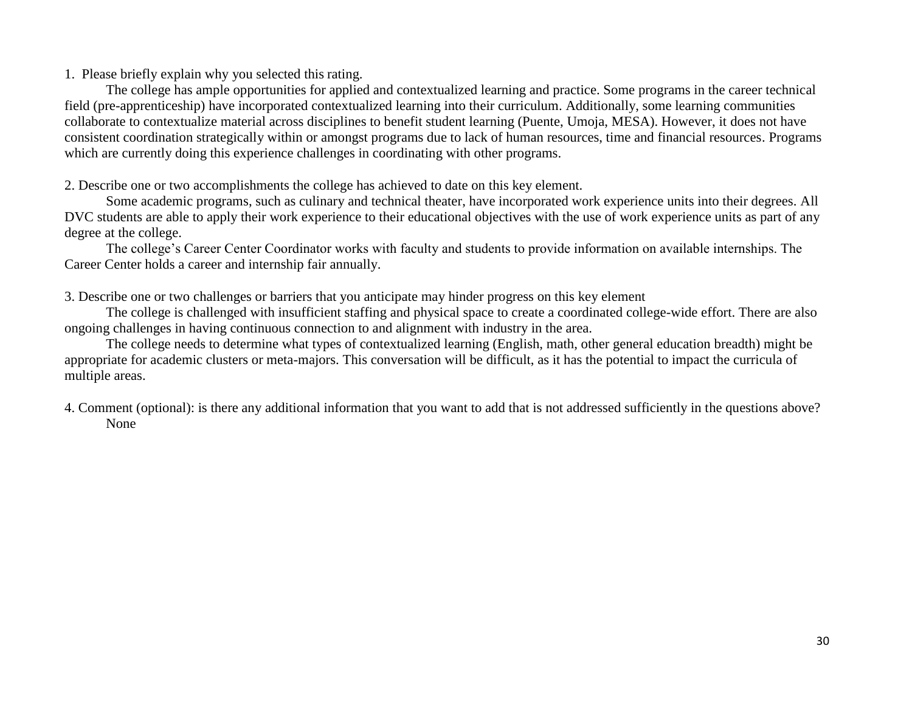1. Please briefly explain why you selected this rating.

The college has ample opportunities for applied and contextualized learning and practice. Some programs in the career technical field (pre-apprenticeship) have incorporated contextualized learning into their curriculum. Additionally, some learning communities collaborate to contextualize material across disciplines to benefit student learning (Puente, Umoja, MESA). However, it does not have consistent coordination strategically within or amongst programs due to lack of human resources, time and financial resources. Programs which are currently doing this experience challenges in coordinating with other programs.

2. Describe one or two accomplishments the college has achieved to date on this key element.

Some academic programs, such as culinary and technical theater, have incorporated work experience units into their degrees. All DVC students are able to apply their work experience to their educational objectives with the use of work experience units as part of any degree at the college.

The college's Career Center Coordinator works with faculty and students to provide information on available internships. The Career Center holds a career and internship fair annually.

3. Describe one or two challenges or barriers that you anticipate may hinder progress on this key element

The college is challenged with insufficient staffing and physical space to create a coordinated college-wide effort. There are also ongoing challenges in having continuous connection to and alignment with industry in the area.

The college needs to determine what types of contextualized learning (English, math, other general education breadth) might be appropriate for academic clusters or meta-majors. This conversation will be difficult, as it has the potential to impact the curricula of multiple areas.

4. Comment (optional): is there any additional information that you want to add that is not addressed sufficiently in the questions above?

None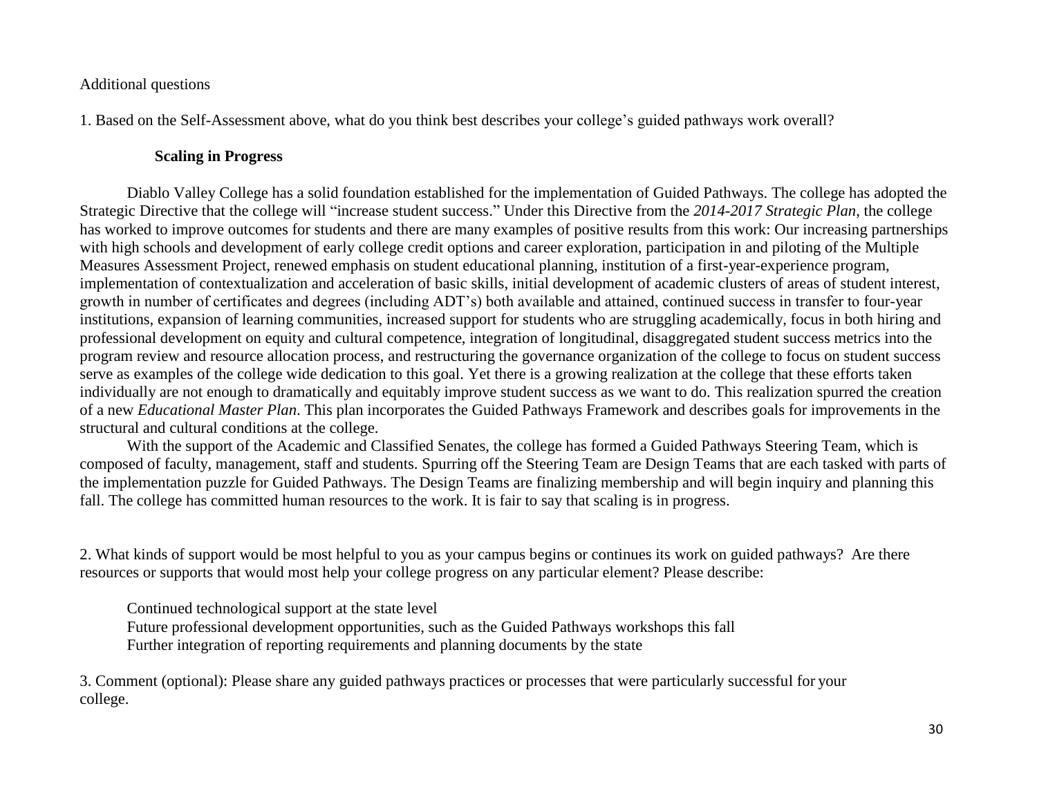Additional questions

1. Based on the Self-Assessment above, what do you think best describes your college's guided pathways work overall?

**Scaling in Progress**

Diablo Valley College has a solid foundation established for the implementation of Guided Pathways. The college has adopted the Strategic Directive that the college will "increase student success." Under this Directive from the *2014-2017 Strategic Plan*, the college has worked to improve outcomes for students and there are many examples of positive results from this work: Our increasing partnerships with high schools and development of early college credit options and career exploration, participation in and piloting of the Multiple Measures Assessment Project, renewed emphasis on student educational planning, institution of a first-year-experience program, implementation of contextualization and acceleration of basic skills, initial development of academic clusters of areas of student interest, growth in number of certificates and degrees (including ADT's) both available and attained, continued success in transfer to four-year institutions, expansion of learning communities, increased support for students who are struggling academically, focus in both hiring and professional development on equity and cultural competence, integration of longitudinal, disaggregated student success metrics into the program review and resource allocation process, and restructuring the governance organization of the college to focus on student success serve as examples of the college wide dedication to this goal. Yet there is a growing realization at the college that these efforts taken individually are not enough to dramatically and equitably improve student success as we want to do. This realization spurred the creation of a new *Educational Master Plan*. This plan incorporates the Guided Pathways Framework and describes goals for improvements in the structural and cultural conditions at the college.

With the support of the Academic and Classified Senates, the college has formed a Guided Pathways Steering Team, which is composed of faculty, management, staff and students. Spurring off the Steering Team are Design Teams that are each tasked with parts of the implementation puzzle for Guided Pathways. The Design Teams are finalizing membership and will begin inquiry and planning this fall. The college has committed human resources to the work. It is fair to say that scaling is in progress.

2. What kinds of support would be most helpful to you as your campus begins or continues its work on guided pathways? Are there resources or supports that would most help your college progress on any particular element? Please describe:

Continued technological support at the state level
Future professional development opportunities, such as the Guided Pathways workshops this fall
Further integration of reporting requirements and planning documents by the state

3. Comment (optional): Please share any guided pathways practices or processes that were particularly successful for your college.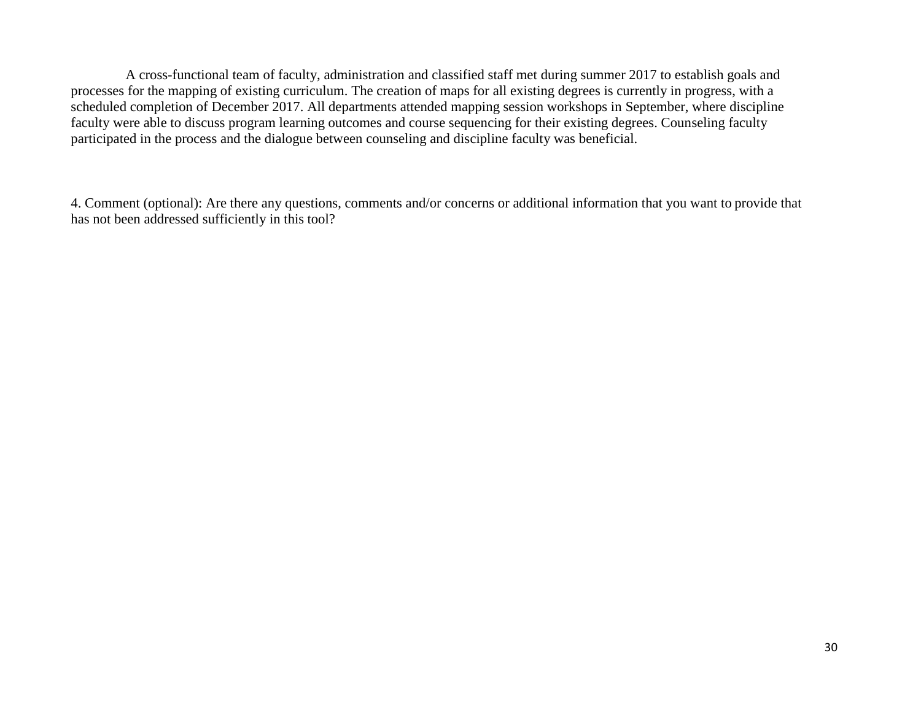A cross-functional team of faculty, administration and classified staff met during summer 2017 to establish goals and processes for the mapping of existing curriculum. The creation of maps for all existing degrees is currently in progress, with a scheduled completion of December 2017. All departments attended mapping session workshops in September, where discipline faculty were able to discuss program learning outcomes and course sequencing for their existing degrees. Counseling faculty participated in the process and the dialogue between counseling and discipline faculty was beneficial.

4. Comment (optional): Are there any questions, comments and/or concerns or additional information that you want to provide that has not been addressed sufficiently in this tool?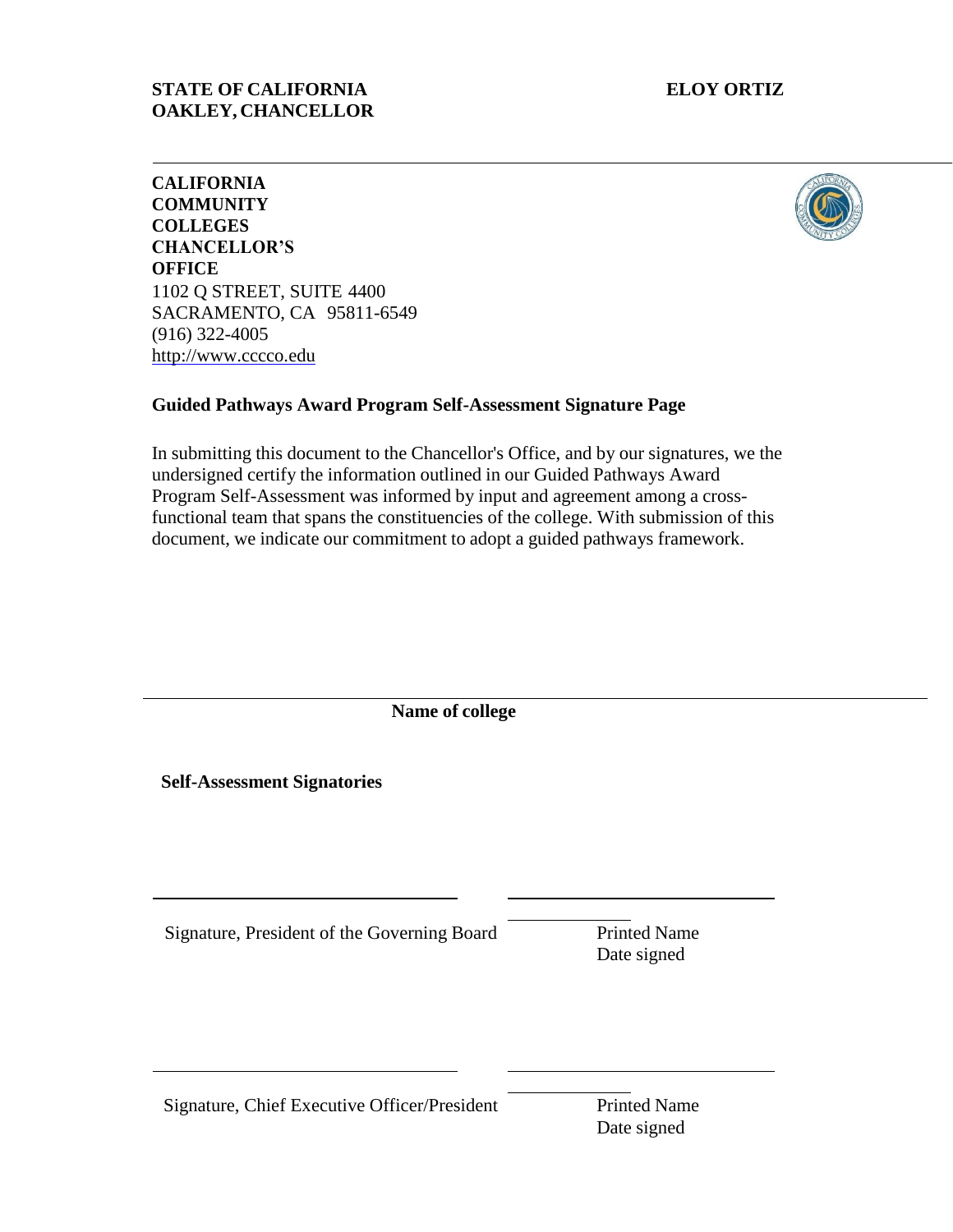**STATE OF CALIFORNIA** **ELOY ORTIZ OAKLEY, CHANCELLOR**

**CALIFORNIA COMMUNITY COLLEGES CHANCELLOR'S OFFICE**
1102 Q STREET, SUITE 4400
SACRAMENTO, CA 95811-6549
(916) 322-4005
http://www.cccco.edu

**Guided Pathways Award Program Self-Assessment Signature Page**

In submitting this document to the Chancellor's Office, and by our signatures, we the undersigned certify the information outlined in our Guided Pathways Award Program Self-Assessment was informed by input and agreement among a cross-functional team that spans the constituencies of the college. With submission of this document, we indicate our commitment to adopt a guided pathways framework.

______________________________

**Name of college**

**Self-Assessment Signatories**

______________________________ ______________________________ ______________

Signature, President of the Governing Board | Printed Name | Date signed

______________________________ ______________________________ ______________

Signature, Chief Executive Officer/President | Printed Name | Date signed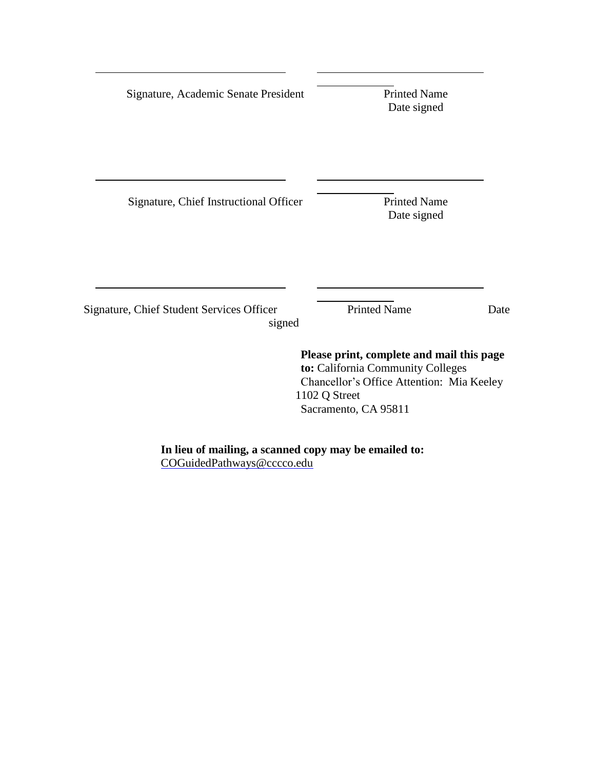Signature, Academic Senate President

Printed Name

Date signed

Signature, Chief Instructional Officer

Printed Name

Date signed

Signature, Chief Student Services Officer

Printed Name

Date signed

**Please print, complete and mail this page to:** California Community Colleges Chancellor's Office Attention: Mia Keeley
1102 Q Street
Sacramento, CA 95811

**In lieu of mailing, a scanned copy may be emailed to:**
COGuidedPathways@cccco.edu